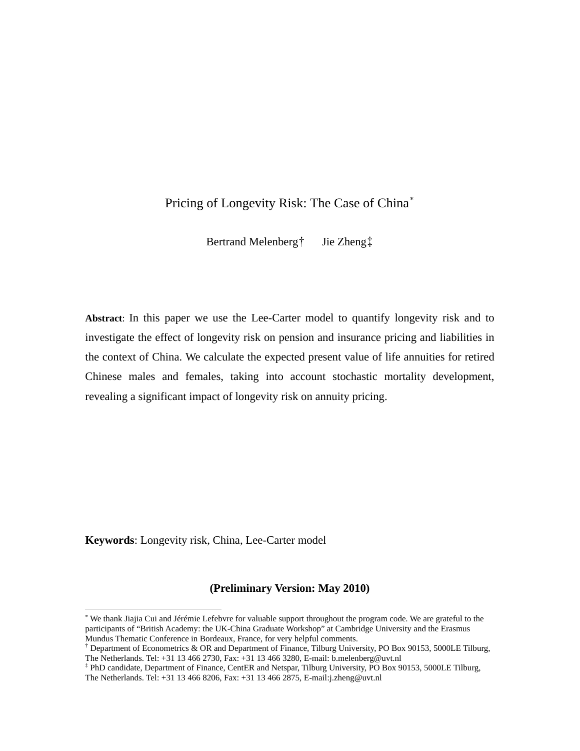# Pricing of Longevity Risk: The Case of China[*]

Bertrand Melenberg[†] Jie Zheng[‡]

**Abstract**: In this paper we use the Lee-Carter model to quantify longevity risk and to investigate the effect of longevity risk on pension and insurance pricing and liabilities in the context of China. We calculate the expected present value of life annuities for retired Chinese males and females, taking into account stochastic mortality development, revealing a significant impact of longevity risk on annuity pricing.

**Keywords**: Longevity risk, China, Lee-Carter model

**(Preliminary Version: May 2010)**

---

[*] We thank Jiajia Cui and Jérémie Lefebvre for valuable support throughout the program code. We are grateful to the participants of "British Academy: the UK-China Graduate Workshop" at Cambridge University and the Erasmus Mundus Thematic Conference in Bordeaux, France, for very helpful comments.

[†] Department of Econometrics & OR and Department of Finance, Tilburg University, PO Box 90153, 5000LE Tilburg, The Netherlands. Tel: +31 13 466 2730, Fax: +31 13 466 3280, E-mail: b.melenberg@uvt.nl

[‡] PhD candidate, Department of Finance, CentER and Netspar, Tilburg University, PO Box 90153, 5000LE Tilburg, The Netherlands. Tel: +31 13 466 8206, Fax: +31 13 466 2875, E-mail:j.zheng@uvt.nl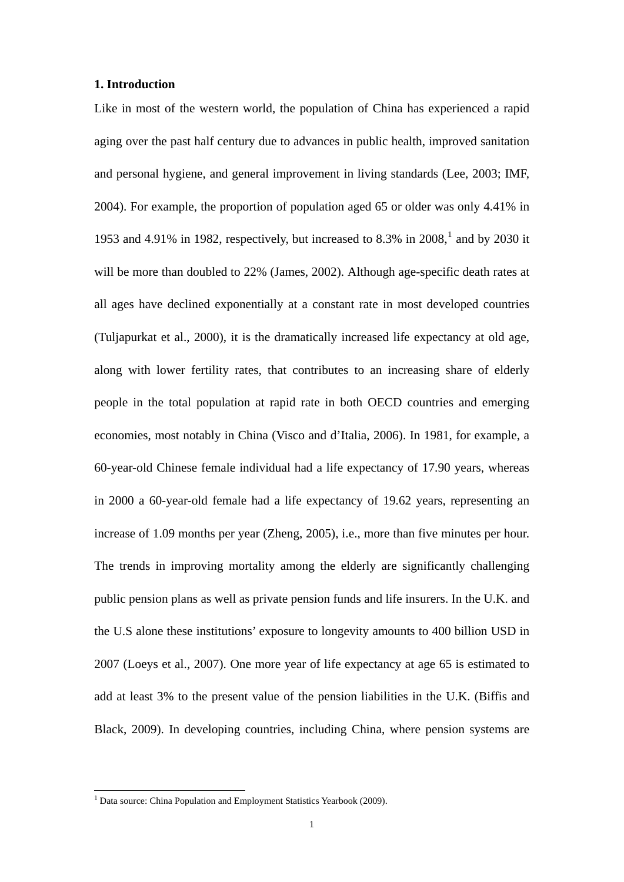## 1. Introduction

Like in most of the western world, the population of China has experienced a rapid aging over the past half century due to advances in public health, improved sanitation and personal hygiene, and general improvement in living standards (Lee, 2003; IMF, 2004). For example, the proportion of population aged 65 or older was only 4.41% in 1953 and 4.91% in 1982, respectively, but increased to 8.3% in 2008,[1] and by 2030 it will be more than doubled to 22% (James, 2002). Although age-specific death rates at all ages have declined exponentially at a constant rate in most developed countries (Tuljapurkat et al., 2000), it is the dramatically increased life expectancy at old age, along with lower fertility rates, that contributes to an increasing share of elderly people in the total population at rapid rate in both OECD countries and emerging economies, most notably in China (Visco and d'Italia, 2006). In 1981, for example, a 60-year-old Chinese female individual had a life expectancy of 17.90 years, whereas in 2000 a 60-year-old female had a life expectancy of 19.62 years, representing an increase of 1.09 months per year (Zheng, 2005), i.e., more than five minutes per hour. The trends in improving mortality among the elderly are significantly challenging public pension plans as well as private pension funds and life insurers. In the U.K. and the U.S alone these institutions' exposure to longevity amounts to 400 billion USD in 2007 (Loeys et al., 2007). One more year of life expectancy at age 65 is estimated to add at least 3% to the present value of the pension liabilities in the U.K. (Biffis and Black, 2009). In developing countries, including China, where pension systems are

[1] Data source: China Population and Employment Statistics Yearbook (2009).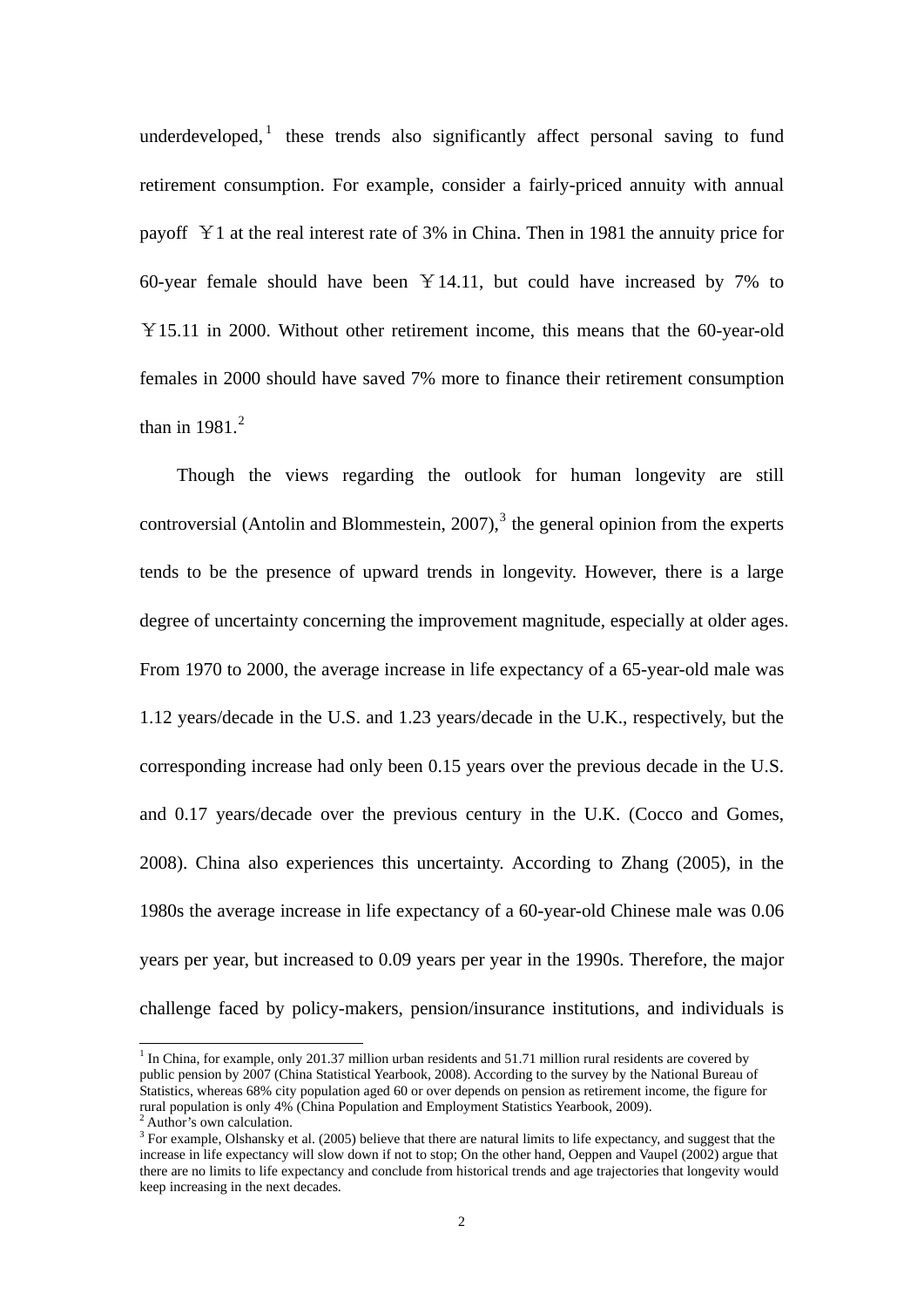underdeveloped,[1] these trends also significantly affect personal saving to fund retirement consumption. For example, consider a fairly-priced annuity with annual payoff ￥1 at the real interest rate of 3% in China. Then in 1981 the annuity price for 60-year female should have been ￥14.11, but could have increased by 7% to ￥15.11 in 2000. Without other retirement income, this means that the 60-year-old females in 2000 should have saved 7% more to finance their retirement consumption than in 1981.[2]

Though the views regarding the outlook for human longevity are still controversial (Antolin and Blommestein, 2007),[3] the general opinion from the experts tends to be the presence of upward trends in longevity. However, there is a large degree of uncertainty concerning the improvement magnitude, especially at older ages. From 1970 to 2000, the average increase in life expectancy of a 65-year-old male was 1.12 years/decade in the U.S. and 1.23 years/decade in the U.K., respectively, but the corresponding increase had only been 0.15 years over the previous decade in the U.S. and 0.17 years/decade over the previous century in the U.K. (Cocco and Gomes, 2008). China also experiences this uncertainty. According to Zhang (2005), in the 1980s the average increase in life expectancy of a 60-year-old Chinese male was 0.06 years per year, but increased to 0.09 years per year in the 1990s. Therefore, the major challenge faced by policy-makers, pension/insurance institutions, and individuals is

---

[1] In China, for example, only 201.37 million urban residents and 51.71 million rural residents are covered by public pension by 2007 (China Statistical Yearbook, 2008). According to the survey by the National Bureau of Statistics, whereas 68% city population aged 60 or over depends on pension as retirement income, the figure for rural population is only 4% (China Population and Employment Statistics Yearbook, 2009).

[2] Author's own calculation.

[3] For example, Olshansky et al. (2005) believe that there are natural limits to life expectancy, and suggest that the increase in life expectancy will slow down if not to stop; On the other hand, Oeppen and Vaupel (2002) argue that there are no limits to life expectancy and conclude from historical trends and age trajectories that longevity would keep increasing in the next decades.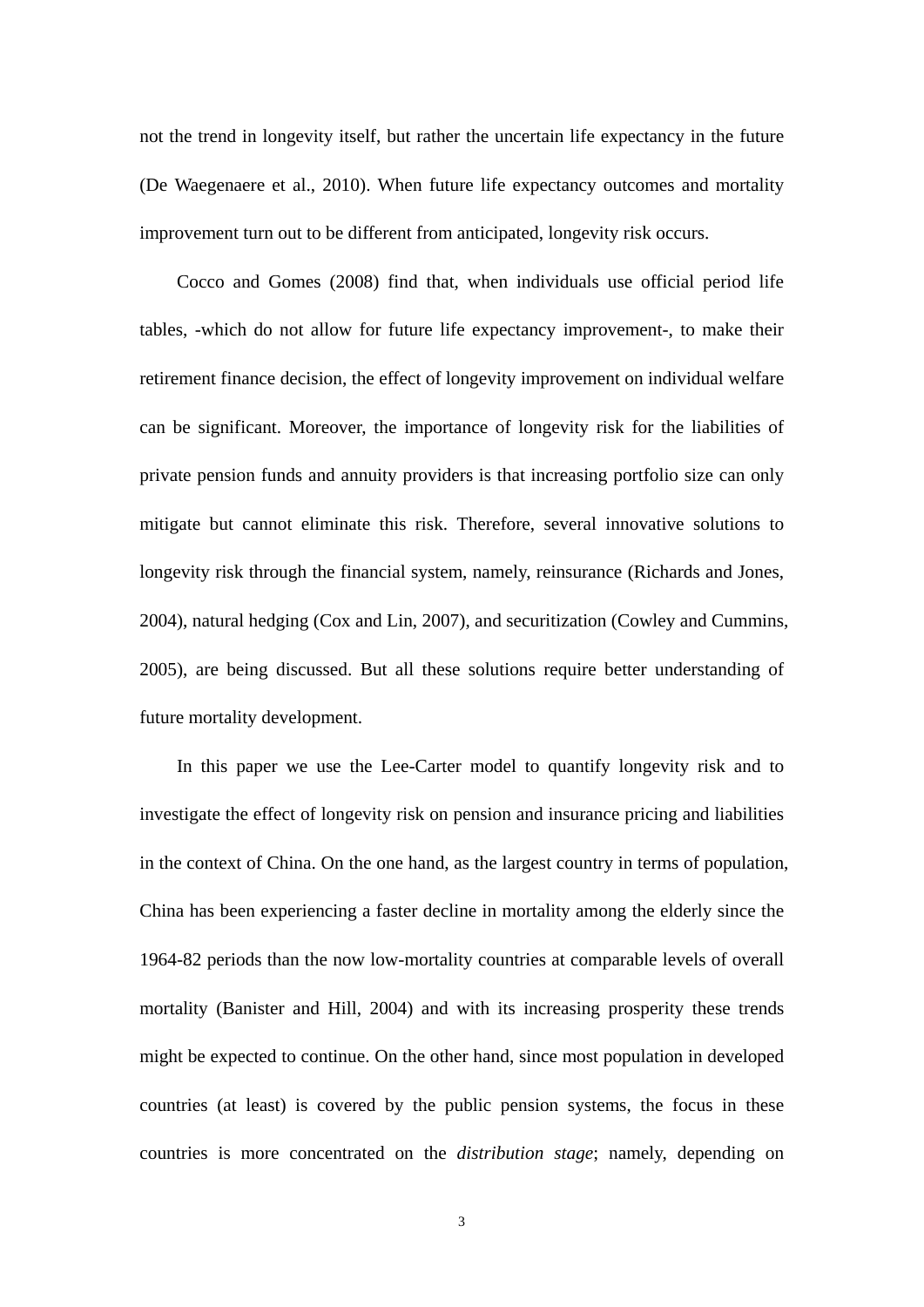not the trend in longevity itself, but rather the uncertain life expectancy in the future (De Waegenaere et al., 2010). When future life expectancy outcomes and mortality improvement turn out to be different from anticipated, longevity risk occurs.

Cocco and Gomes (2008) find that, when individuals use official period life tables, -which do not allow for future life expectancy improvement-, to make their retirement finance decision, the effect of longevity improvement on individual welfare can be significant. Moreover, the importance of longevity risk for the liabilities of private pension funds and annuity providers is that increasing portfolio size can only mitigate but cannot eliminate this risk. Therefore, several innovative solutions to longevity risk through the financial system, namely, reinsurance (Richards and Jones, 2004), natural hedging (Cox and Lin, 2007), and securitization (Cowley and Cummins, 2005), are being discussed. But all these solutions require better understanding of future mortality development.

In this paper we use the Lee-Carter model to quantify longevity risk and to investigate the effect of longevity risk on pension and insurance pricing and liabilities in the context of China. On the one hand, as the largest country in terms of population, China has been experiencing a faster decline in mortality among the elderly since the 1964-82 periods than the now low-mortality countries at comparable levels of overall mortality (Banister and Hill, 2004) and with its increasing prosperity these trends might be expected to continue. On the other hand, since most population in developed countries (at least) is covered by the public pension systems, the focus in these countries is more concentrated on the *distribution stage*; namely, depending on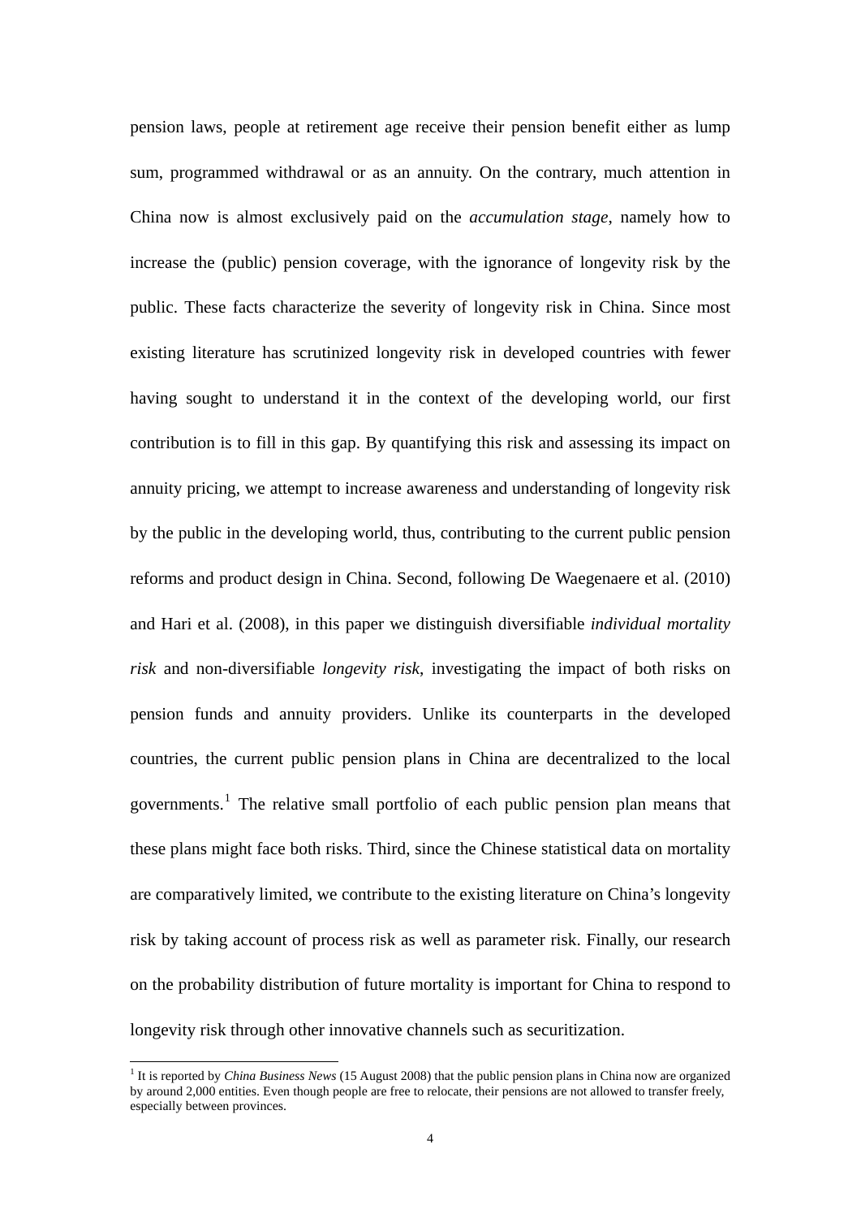pension laws, people at retirement age receive their pension benefit either as lump sum, programmed withdrawal or as an annuity. On the contrary, much attention in China now is almost exclusively paid on the *accumulation stage*, namely how to increase the (public) pension coverage, with the ignorance of longevity risk by the public. These facts characterize the severity of longevity risk in China. Since most existing literature has scrutinized longevity risk in developed countries with fewer having sought to understand it in the context of the developing world, our first contribution is to fill in this gap. By quantifying this risk and assessing its impact on annuity pricing, we attempt to increase awareness and understanding of longevity risk by the public in the developing world, thus, contributing to the current public pension reforms and product design in China. Second, following De Waegenaere et al. (2010) and Hari et al. (2008), in this paper we distinguish diversifiable *individual mortality risk* and non-diversifiable *longevity risk*, investigating the impact of both risks on pension funds and annuity providers. Unlike its counterparts in the developed countries, the current public pension plans in China are decentralized to the local governments.[1] The relative small portfolio of each public pension plan means that these plans might face both risks. Third, since the Chinese statistical data on mortality are comparatively limited, we contribute to the existing literature on China's longevity risk by taking account of process risk as well as parameter risk. Finally, our research on the probability distribution of future mortality is important for China to respond to longevity risk through other innovative channels such as securitization.

[1] It is reported by *China Business News* (15 August 2008) that the public pension plans in China now are organized by around 2,000 entities. Even though people are free to relocate, their pensions are not allowed to transfer freely, especially between provinces.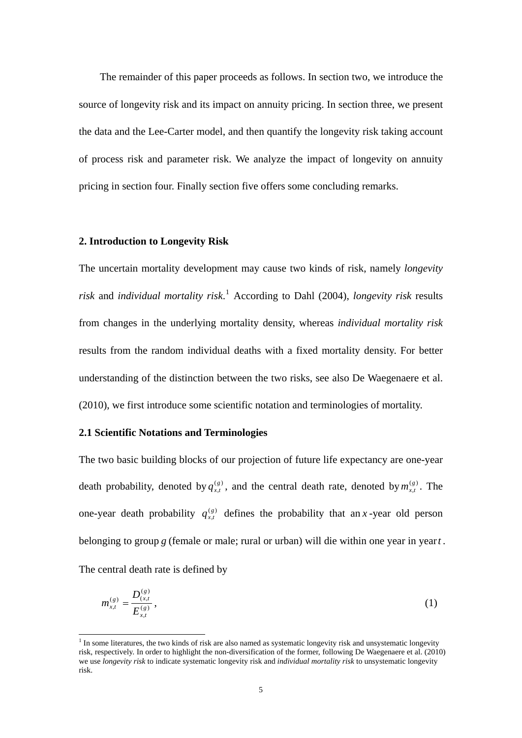The remainder of this paper proceeds as follows. In section two, we introduce the source of longevity risk and its impact on annuity pricing. In section three, we present the data and the Lee-Carter model, and then quantify the longevity risk taking account of process risk and parameter risk. We analyze the impact of longevity on annuity pricing in section four. Finally section five offers some concluding remarks.

## 2. Introduction to Longevity Risk

The uncertain mortality development may cause two kinds of risk, namely *longevity risk* and *individual mortality risk*.[1] According to Dahl (2004), *longevity risk* results from changes in the underlying mortality density, whereas *individual mortality risk* results from the random individual deaths with a fixed mortality density. For better understanding of the distinction between the two risks, see also De Waegenaere et al. (2010), we first introduce some scientific notation and terminologies of mortality.

### 2.1 Scientific Notations and Terminologies

The two basic building blocks of our projection of future life expectancy are one-year death probability, denoted by $q_{x,t}^{(g)}$, and the central death rate, denoted by $m_{x,t}^{(g)}$. The one-year death probability $q_{x,t}^{(g)}$ defines the probability that an $x$-year old person belonging to group $g$ (female or male; rural or urban) will die within one year in year $t$. The central death rate is defined by

$$m_{x,t}^{(g)} = \frac{D_{(x,t}^{(g)}}{E_{x,t}^{(g)}}, \tag{1}$$

[1] In some literatures, the two kinds of risk are also named as systematic longevity risk and unsystematic longevity risk, respectively. In order to highlight the non-diversification of the former, following De Waegenaere et al. (2010) we use *longevity risk* to indicate systematic longevity risk and *individual mortality risk* to unsystematic longevity risk.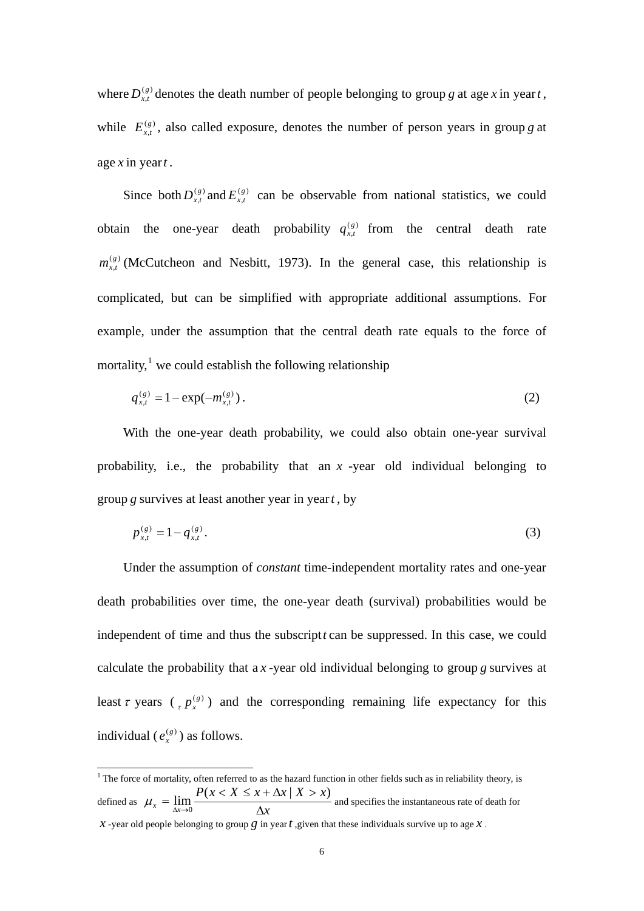where $D_{x,t}^{(g)}$ denotes the death number of people belonging to group $g$ at age $x$ in year $t$, while $E_{x,t}^{(g)}$, also called exposure, denotes the number of person years in group $g$ at age $x$ in year $t$.

Since both $D_{x,t}^{(g)}$ and $E_{x,t}^{(g)}$ can be observable from national statistics, we could obtain the one-year death probability $q_{x,t}^{(g)}$ from the central death rate $m_{x,t}^{(g)}$ (McCutcheon and Nesbitt, 1973). In the general case, this relationship is complicated, but can be simplified with appropriate additional assumptions. For example, under the assumption that the central death rate equals to the force of mortality,[1] we could establish the following relationship

$$q_{x,t}^{(g)} = 1 - \exp(-m_{x,t}^{(g)}) . \tag{2}$$

With the one-year death probability, we could also obtain one-year survival probability, i.e., the probability that an $x$ -year old individual belonging to group $g$ survives at least another year in year $t$, by

$$p_{x,t}^{(g)} = 1 - q_{x,t}^{(g)} . \tag{3}$$

Under the assumption of *constant* time-independent mortality rates and one-year death probabilities over time, the one-year death (survival) probabilities would be independent of time and thus the subscript $t$ can be suppressed. In this case, we could calculate the probability that a $x$ -year old individual belonging to group $g$ survives at least $\tau$ years ( ${}_{\tau}p_x^{(g)}$ ) and the corresponding remaining life expectancy for this individual ( $e_x^{(g)}$ ) as follows.

[1] The force of mortality, often referred to as the hazard function in other fields such as in reliability theory, is defined as $\mu_x = \lim_{\Delta x \to 0} \dfrac{P(x < X \le x + \Delta x \mid X > x)}{\Delta x}$ and specifies the instantaneous rate of death for $x$ -year old people belonging to group $g$ in year $t$ ,given that these individuals survive up to age $x$ .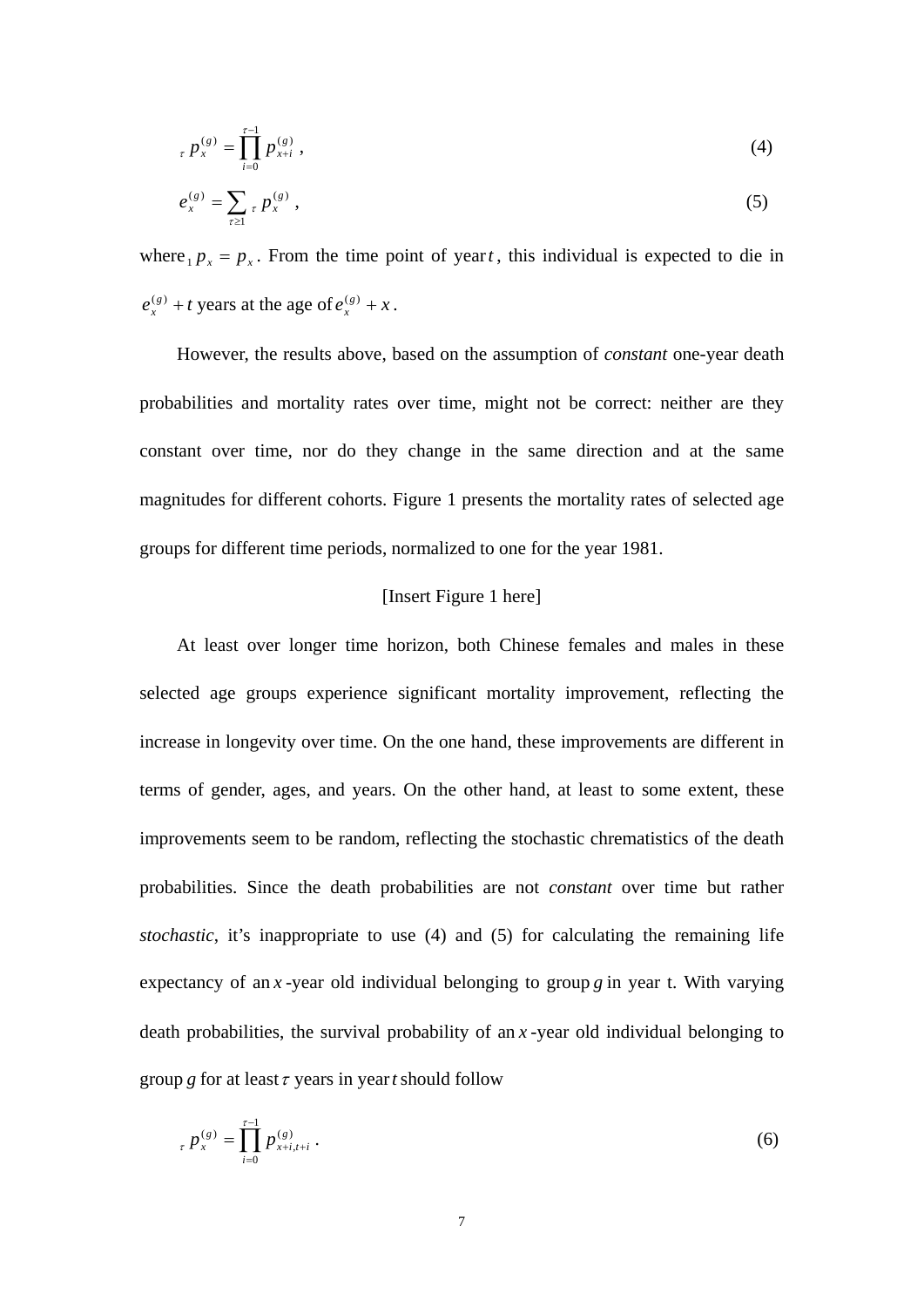$$ {}_{\tau} p_x^{(g)} = \prod_{i=0}^{\tau-1} p_{x+i}^{(g)} , \tag{4} $$

$$ e_x^{(g)} = \sum_{\tau \geq 1} {}_{\tau} p_x^{(g)} , \tag{5} $$

where ${}_1 p_x = p_x$. From the time point of year $t$, this individual is expected to die in $e_x^{(g)} + t$ years at the age of $e_x^{(g)} + x$.

However, the results above, based on the assumption of *constant* one-year death probabilities and mortality rates over time, might not be correct: neither are they constant over time, nor do they change in the same direction and at the same magnitudes for different cohorts. Figure 1 presents the mortality rates of selected age groups for different time periods, normalized to one for the year 1981.

[Insert Figure 1 here]

At least over longer time horizon, both Chinese females and males in these selected age groups experience significant mortality improvement, reflecting the increase in longevity over time. On the one hand, these improvements are different in terms of gender, ages, and years. On the other hand, at least to some extent, these improvements seem to be random, reflecting the stochastic chrematistics of the death probabilities. Since the death probabilities are not *constant* over time but rather *stochastic*, it's inappropriate to use (4) and (5) for calculating the remaining life expectancy of an $x$-year old individual belonging to group $g$ in year t. With varying death probabilities, the survival probability of an $x$-year old individual belonging to group $g$ for at least $\tau$ years in year $t$ should follow

$$ {}_{\tau} p_x^{(g)} = \prod_{i=0}^{\tau-1} p_{x+i,t+i}^{(g)} . \tag{6} $$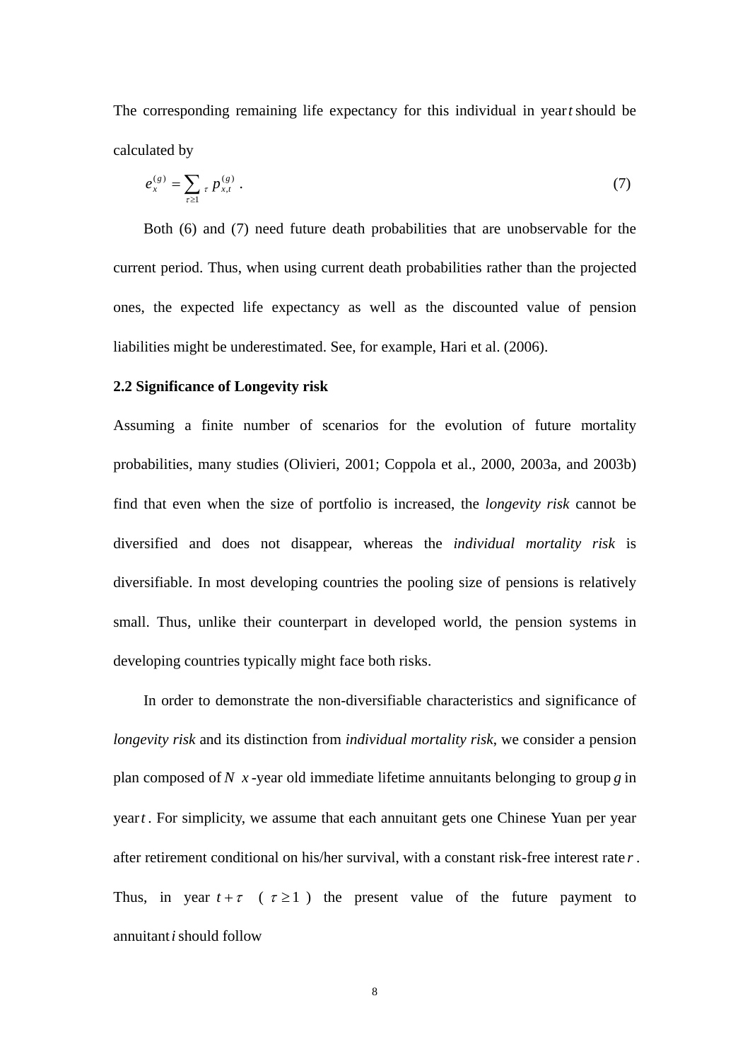The corresponding remaining life expectancy for this individual in year $t$ should be calculated by

$$e_x^{(g)} = \sum_{\tau \geq 1} {}_\tau p_{x,t}^{(g)} . \tag{7}$$

Both (6) and (7) need future death probabilities that are unobservable for the current period. Thus, when using current death probabilities rather than the projected ones, the expected life expectancy as well as the discounted value of pension liabilities might be underestimated. See, for example, Hari et al. (2006).

### 2.2 Significance of Longevity risk

Assuming a finite number of scenarios for the evolution of future mortality probabilities, many studies (Olivieri, 2001; Coppola et al., 2000, 2003a, and 2003b) find that even when the size of portfolio is increased, the *longevity risk* cannot be diversified and does not disappear, whereas the *individual mortality risk* is diversifiable. In most developing countries the pooling size of pensions is relatively small. Thus, unlike their counterpart in developed world, the pension systems in developing countries typically might face both risks.

In order to demonstrate the non-diversifiable characteristics and significance of *longevity risk* and its distinction from *individual mortality risk*, we consider a pension plan composed of $N$ $x$-year old immediate lifetime annuitants belonging to group $g$ in year $t$. For simplicity, we assume that each annuitant gets one Chinese Yuan per year after retirement conditional on his/her survival, with a constant risk-free interest rate $r$. Thus, in year $t+\tau$ ($\tau \geq 1$) the present value of the future payment to annuitant $i$ should follow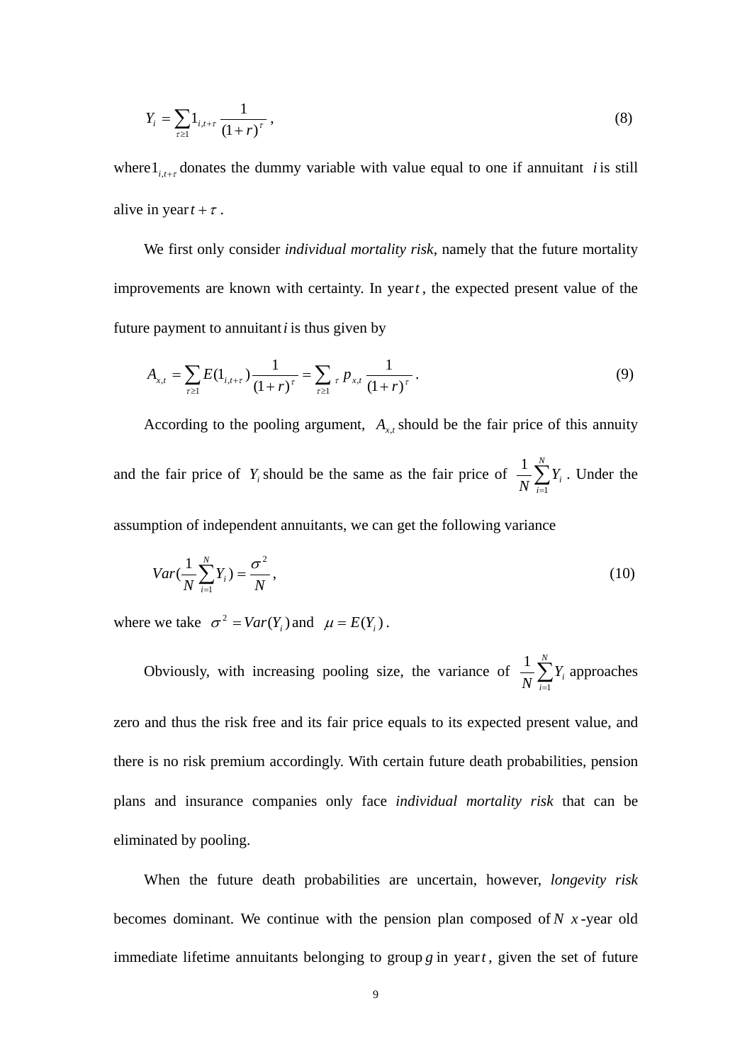$$Y_i = \sum_{\tau \geq 1} 1_{i,t+\tau} \frac{1}{(1+r)^{\tau}}, \tag{8}$$

where $1_{i,t+\tau}$ donates the dummy variable with value equal to one if annuitant $i$ is still alive in year $t+\tau$.

We first only consider *individual mortality risk*, namely that the future mortality improvements are known with certainty. In year $t$, the expected present value of the future payment to annuitant $i$ is thus given by

$$A_{x,t} = \sum_{\tau \geq 1} E(1_{i,t+\tau}) \frac{1}{(1+r)^{\tau}} = \sum_{\tau \geq 1} {}_{\tau} p_{x,t} \frac{1}{(1+r)^{\tau}}. \tag{9}$$

According to the pooling argument, $A_{x,t}$ should be the fair price of this annuity and the fair price of $Y_i$ should be the same as the fair price of $\frac{1}{N}\sum_{i=1}^{N} Y_i$. Under the assumption of independent annuitants, we can get the following variance

$$Var\left(\frac{1}{N}\sum_{i=1}^{N} Y_i\right) = \frac{\sigma^2}{N}, \tag{10}$$

where we take $\sigma^2 = Var(Y_i)$ and $\mu = E(Y_i)$.

Obviously, with increasing pooling size, the variance of $\frac{1}{N}\sum_{i=1}^{N} Y_i$ approaches zero and thus the risk free and its fair price equals to its expected present value, and there is no risk premium accordingly. With certain future death probabilities, pension plans and insurance companies only face *individual mortality risk* that can be eliminated by pooling.

When the future death probabilities are uncertain, however, *longevity risk* becomes dominant. We continue with the pension plan composed of $N$ $x$-year old immediate lifetime annuitants belonging to group $g$ in year $t$, given the set of future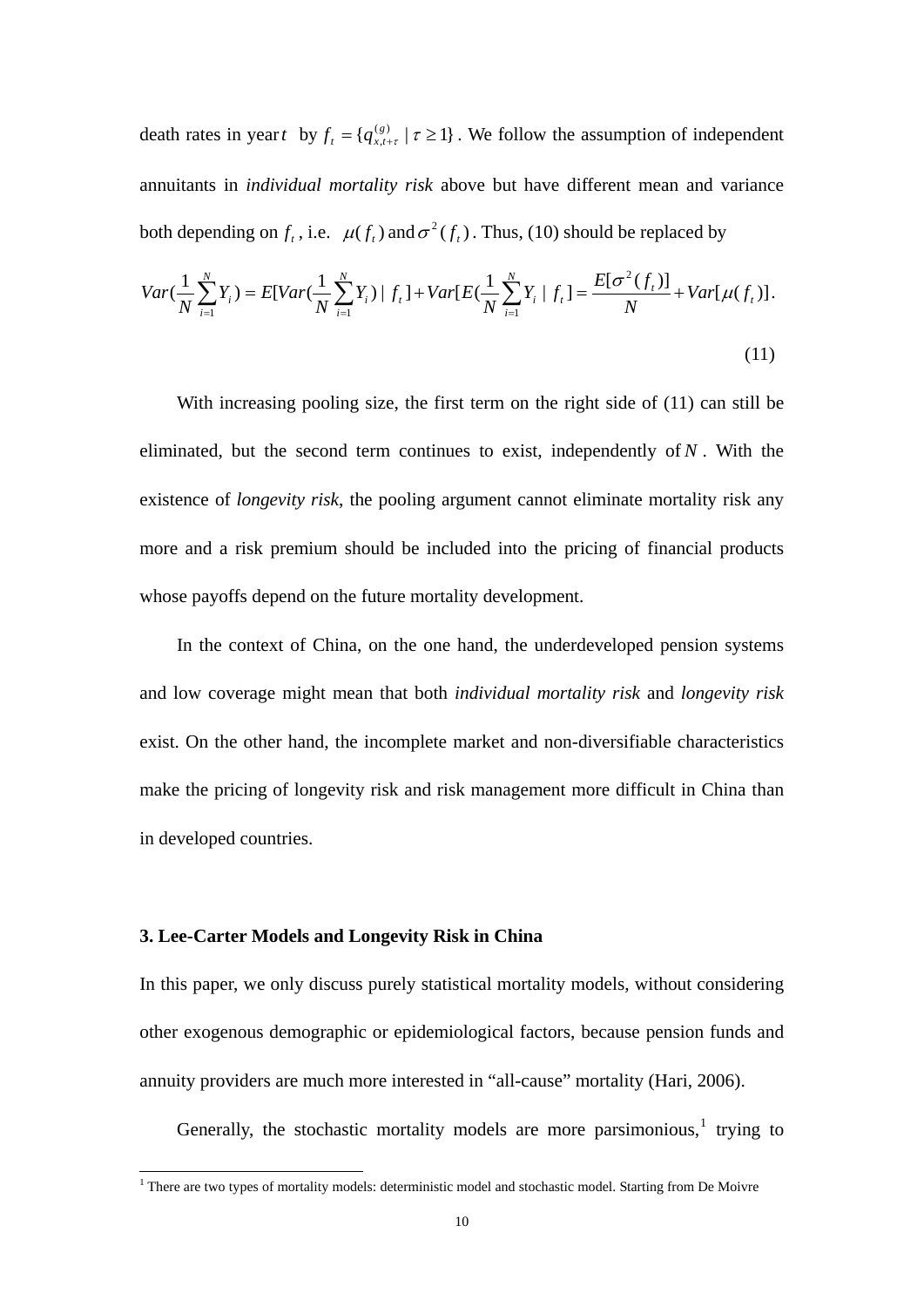death rates in year $t$ by $f_t = \{q^{(g)}_{x,t+\tau} \mid \tau \geq 1\}$. We follow the assumption of independent annuitants in *individual mortality risk* above but have different mean and variance both depending on $f_t$, i.e. $\mu(f_t)$ and $\sigma^2(f_t)$. Thus, (10) should be replaced by

$$Var(\frac{1}{N}\sum_{i=1}^{N}Y_i) = E[Var(\frac{1}{N}\sum_{i=1}^{N}Y_i) \mid f_t] + Var[E(\frac{1}{N}\sum_{i=1}^{N}Y_i \mid f_t] = \frac{E[\sigma^2(f_t)]}{N} + Var[\mu(f_t)]. \tag{11}$$

With increasing pooling size, the first term on the right side of (11) can still be eliminated, but the second term continues to exist, independently of $N$. With the existence of *longevity risk*, the pooling argument cannot eliminate mortality risk any more and a risk premium should be included into the pricing of financial products whose payoffs depend on the future mortality development.

In the context of China, on the one hand, the underdeveloped pension systems and low coverage might mean that both *individual mortality risk* and *longevity risk* exist. On the other hand, the incomplete market and non-diversifiable characteristics make the pricing of longevity risk and risk management more difficult in China than in developed countries.

### 3. Lee-Carter Models and Longevity Risk in China

In this paper, we only discuss purely statistical mortality models, without considering other exogenous demographic or epidemiological factors, because pension funds and annuity providers are much more interested in "all-cause" mortality (Hari, 2006).

Generally, the stochastic mortality models are more parsimonious,[1] trying to

[1] There are two types of mortality models: deterministic model and stochastic model. Starting from De Moivre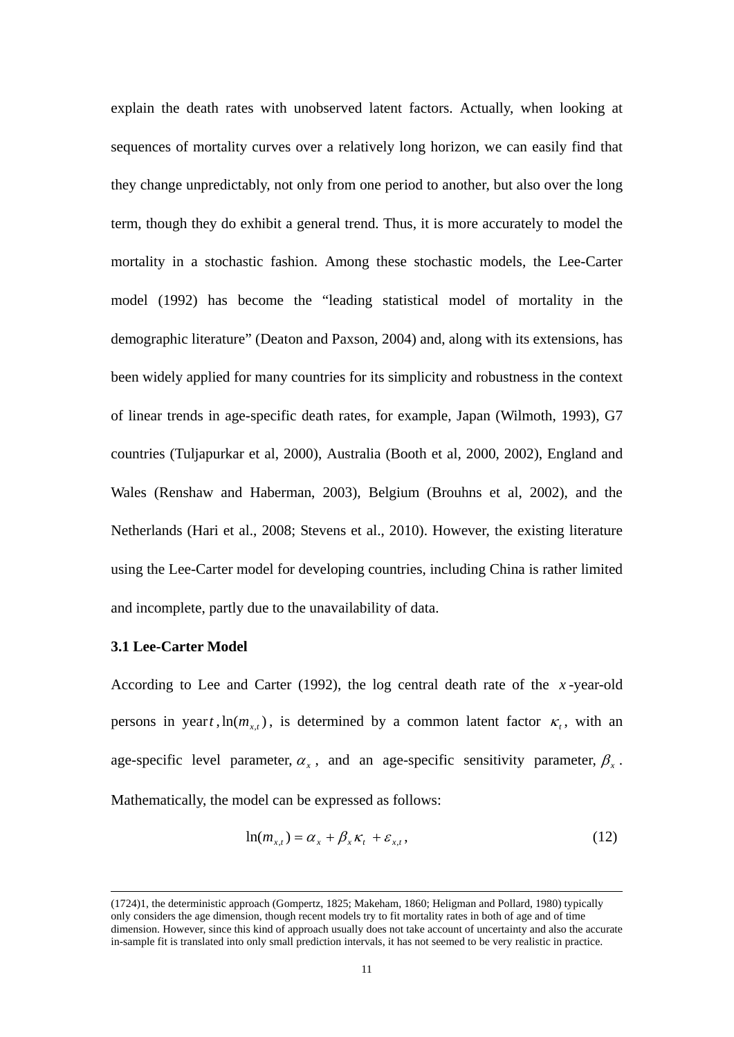explain the death rates with unobserved latent factors. Actually, when looking at sequences of mortality curves over a relatively long horizon, we can easily find that they change unpredictably, not only from one period to another, but also over the long term, though they do exhibit a general trend. Thus, it is more accurately to model the mortality in a stochastic fashion. Among these stochastic models, the Lee-Carter model (1992) has become the "leading statistical model of mortality in the demographic literature" (Deaton and Paxson, 2004) and, along with its extensions, has been widely applied for many countries for its simplicity and robustness in the context of linear trends in age-specific death rates, for example, Japan (Wilmoth, 1993), G7 countries (Tuljapurkar et al, 2000), Australia (Booth et al, 2000, 2002), England and Wales (Renshaw and Haberman, 2003), Belgium (Brouhns et al, 2002), and the Netherlands (Hari et al., 2008; Stevens et al., 2010). However, the existing literature using the Lee-Carter model for developing countries, including China is rather limited and incomplete, partly due to the unavailability of data.

### 3.1 Lee-Carter Model

According to Lee and Carter (1992), the log central death rate of the $x$-year-old persons in year $t$, $\ln(m_{x,t})$, is determined by a common latent factor $\kappa_t$, with an age-specific level parameter, $\alpha_x$, and an age-specific sensitivity parameter, $\beta_x$. Mathematically, the model can be expressed as follows:

$$\ln(m_{x,t}) = \alpha_x + \beta_x \kappa_t + \varepsilon_{x,t}, \tag{12}$$

---

(1724)1, the deterministic approach (Gompertz, 1825; Makeham, 1860; Heligman and Pollard, 1980) typically only considers the age dimension, though recent models try to fit mortality rates in both of age and of time dimension. However, since this kind of approach usually does not take account of uncertainty and also the accurate in-sample fit is translated into only small prediction intervals, it has not seemed to be very realistic in practice.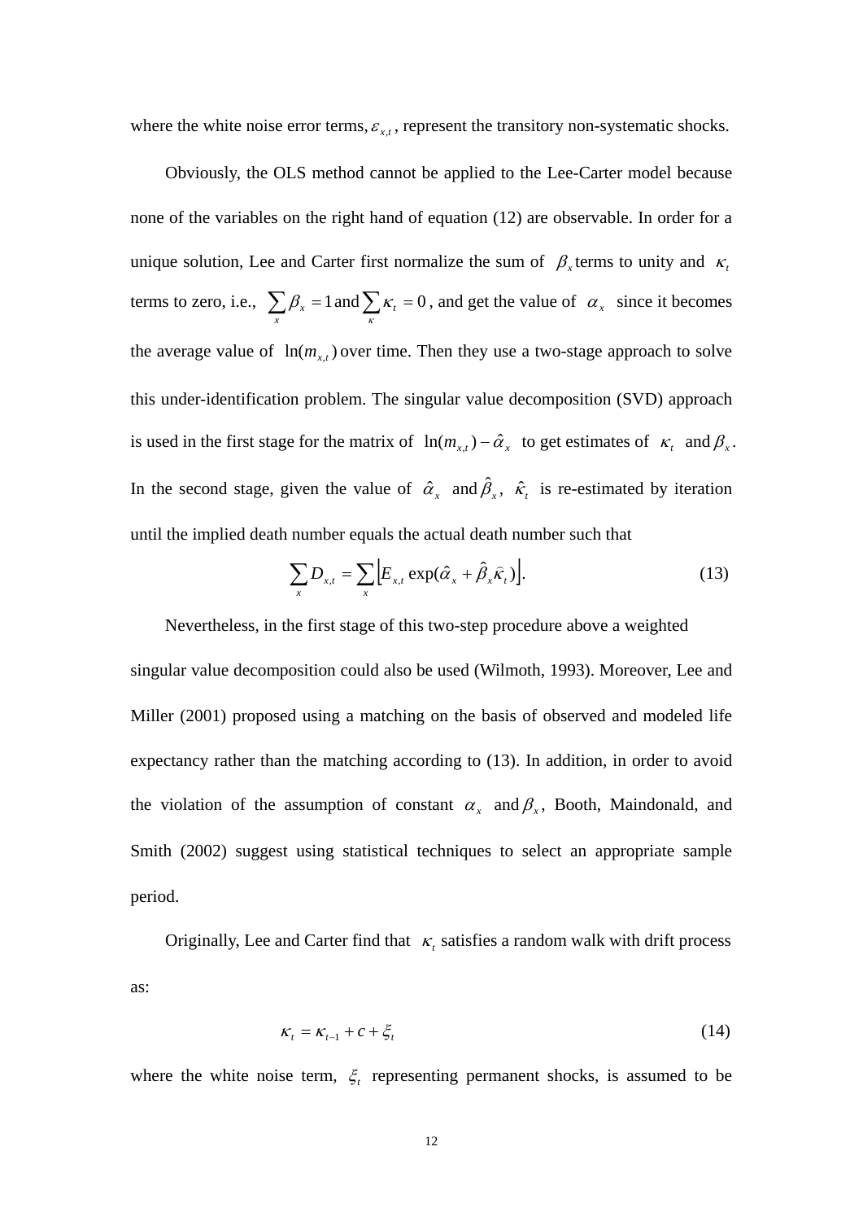where the white noise error terms, $\varepsilon_{x,t}$, represent the transitory non-systematic shocks.

Obviously, the OLS method cannot be applied to the Lee-Carter model because none of the variables on the right hand of equation (12) are observable. In order for a unique solution, Lee and Carter first normalize the sum of $\beta_x$ terms to unity and $\kappa_t$ terms to zero, i.e., $\sum_x \beta_x = 1$ and $\sum_\kappa \kappa_t = 0$, and get the value of $\alpha_x$ since it becomes the average value of $\ln(m_{x,t})$ over time. Then they use a two-stage approach to solve this under-identification problem. The singular value decomposition (SVD) approach is used in the first stage for the matrix of $\ln(m_{x,t}) - \hat{\alpha}_x$ to get estimates of $\kappa_t$ and $\beta_x$. In the second stage, given the value of $\hat{\alpha}_x$ and $\hat{\beta}_x$, $\hat{\kappa}_t$ is re-estimated by iteration until the implied death number equals the actual death number such that

$$\sum_x D_{x,t} = \sum_x \left[ E_{x,t} \exp(\hat{\alpha}_x + \hat{\beta}_x \hat{\kappa}_t) \right]. \tag{13}$$

Nevertheless, in the first stage of this two-step procedure above a weighted singular value decomposition could also be used (Wilmoth, 1993). Moreover, Lee and Miller (2001) proposed using a matching on the basis of observed and modeled life expectancy rather than the matching according to (13). In addition, in order to avoid the violation of the assumption of constant $\alpha_x$ and $\beta_x$, Booth, Maindonald, and Smith (2002) suggest using statistical techniques to select an appropriate sample period.

Originally, Lee and Carter find that $\kappa_t$ satisfies a random walk with drift process as:

$$\kappa_t = \kappa_{t-1} + c + \xi_t \tag{14}$$

where the white noise term, $\xi_t$ representing permanent shocks, is assumed to be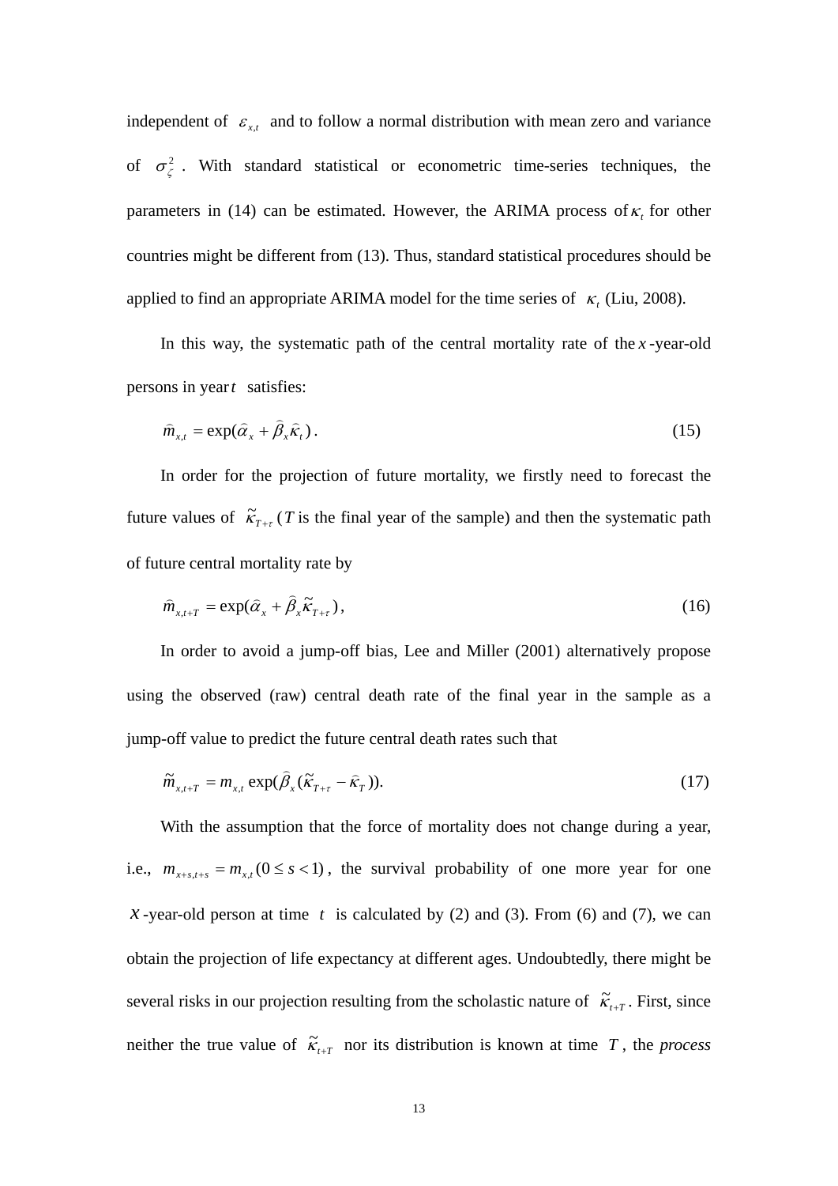independent of $\varepsilon_{x,t}$ and to follow a normal distribution with mean zero and variance of $\sigma_{\zeta}^{2}$. With standard statistical or econometric time-series techniques, the parameters in (14) can be estimated. However, the ARIMA process of $\kappa_t$ for other countries might be different from (13). Thus, standard statistical procedures should be applied to find an appropriate ARIMA model for the time series of $\kappa_t$ (Liu, 2008).

In this way, the systematic path of the central mortality rate of the $x$-year-old persons in year $t$ satisfies:

$$\hat{m}_{x,t} = \exp(\hat{\alpha}_x + \hat{\beta}_x \hat{\kappa}_t) \,. \tag{15}$$

In order for the projection of future mortality, we firstly need to forecast the future values of $\tilde{\kappa}_{T+\tau}$ ($T$ is the final year of the sample) and then the systematic path of future central mortality rate by

$$\hat{m}_{x,t+T} = \exp(\hat{\alpha}_x + \hat{\beta}_x \tilde{\kappa}_{T+\tau}) \,, \tag{16}$$

In order to avoid a jump-off bias, Lee and Miller (2001) alternatively propose using the observed (raw) central death rate of the final year in the sample as a jump-off value to predict the future central death rates such that

$$\tilde{m}_{x,t+T} = m_{x,t} \exp(\hat{\beta}_x (\tilde{\kappa}_{T+\tau} - \hat{\kappa}_T)). \tag{17}$$

With the assumption that the force of mortality does not change during a year, i.e., $m_{x+s,t+s} = m_{x,t} (0 \le s < 1)$, the survival probability of one more year for one $x$-year-old person at time $t$ is calculated by (2) and (3). From (6) and (7), we can obtain the projection of life expectancy at different ages. Undoubtedly, there might be several risks in our projection resulting from the scholastic nature of $\tilde{\kappa}_{t+T}$. First, since neither the true value of $\tilde{\kappa}_{t+T}$ nor its distribution is known at time $T$, the *process*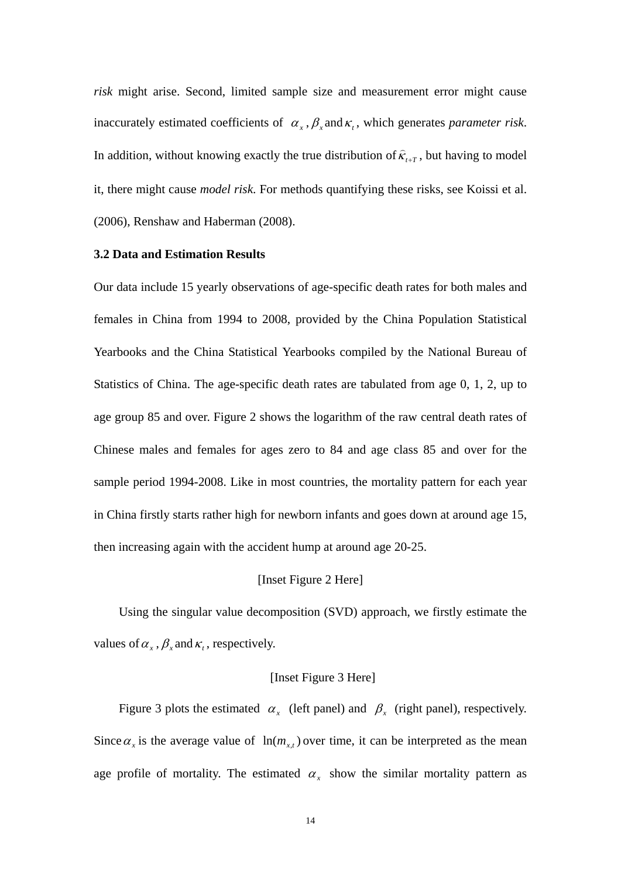*risk* might arise. Second, limited sample size and measurement error might cause inaccurately estimated coefficients of $\alpha_x$, $\beta_x$ and $\kappa_t$, which generates *parameter risk*. In addition, without knowing exactly the true distribution of $\hat{\kappa}_{t+T}$, but having to model it, there might cause *model risk*. For methods quantifying these risks, see Koissi et al. (2006), Renshaw and Haberman (2008).

### 3.2 Data and Estimation Results

Our data include 15 yearly observations of age-specific death rates for both males and females in China from 1994 to 2008, provided by the China Population Statistical Yearbooks and the China Statistical Yearbooks compiled by the National Bureau of Statistics of China. The age-specific death rates are tabulated from age 0, 1, 2, up to age group 85 and over. Figure 2 shows the logarithm of the raw central death rates of Chinese males and females for ages zero to 84 and age class 85 and over for the sample period 1994-2008. Like in most countries, the mortality pattern for each year in China firstly starts rather high for newborn infants and goes down at around age 15, then increasing again with the accident hump at around age 20-25.

[Inset Figure 2 Here]

Using the singular value decomposition (SVD) approach, we firstly estimate the values of $\alpha_x$, $\beta_x$ and $\kappa_t$, respectively.

[Inset Figure 3 Here]

Figure 3 plots the estimated $\alpha_x$ (left panel) and $\beta_x$ (right panel), respectively. Since $\alpha_x$ is the average value of $\ln(m_{x,t})$ over time, it can be interpreted as the mean age profile of mortality. The estimated $\alpha_x$ show the similar mortality pattern as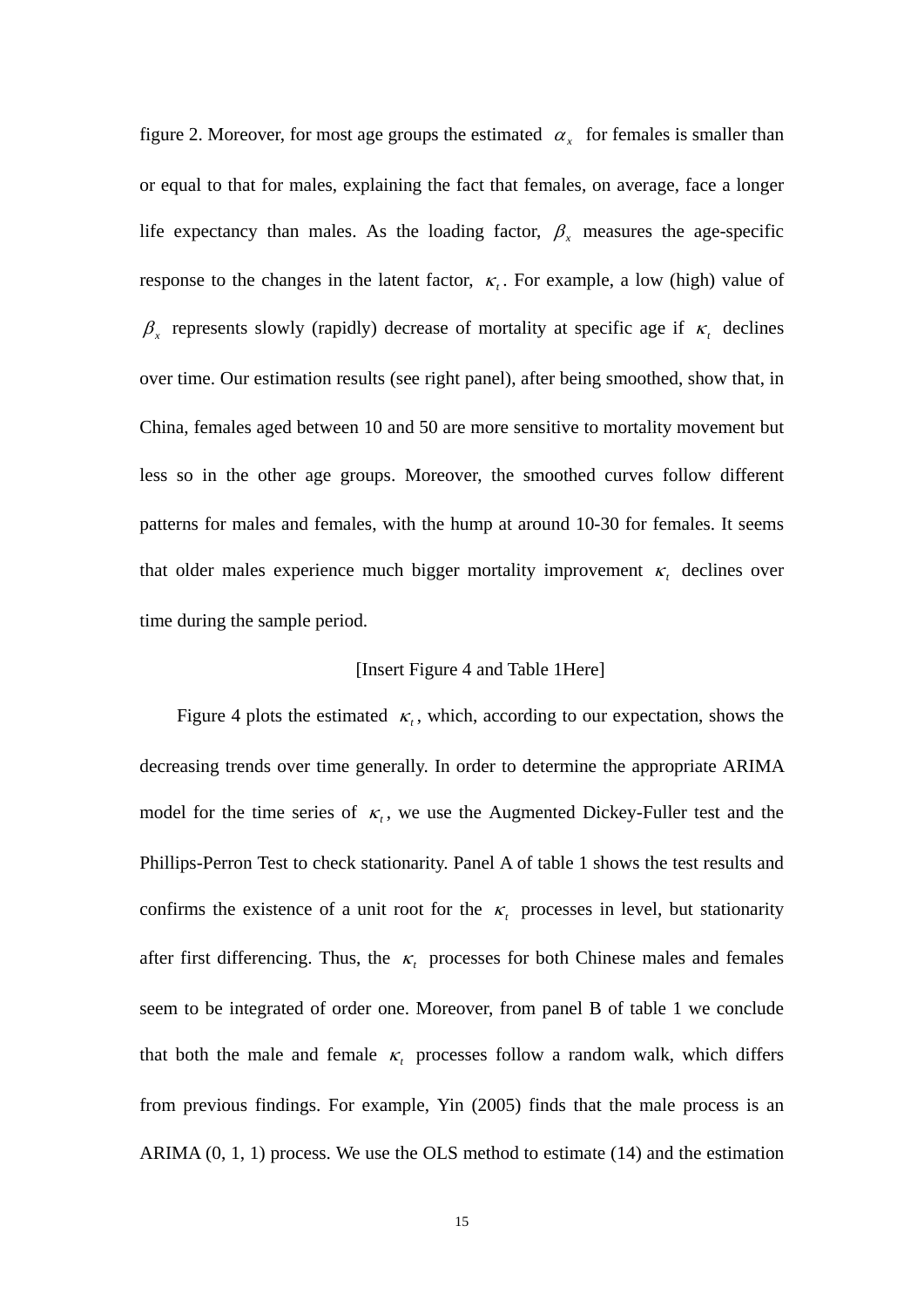figure 2. Moreover, for most age groups the estimated $\alpha_x$ for females is smaller than or equal to that for males, explaining the fact that females, on average, face a longer life expectancy than males. As the loading factor, $\beta_x$ measures the age-specific response to the changes in the latent factor, $\kappa_t$. For example, a low (high) value of $\beta_x$ represents slowly (rapidly) decrease of mortality at specific age if $\kappa_t$ declines over time. Our estimation results (see right panel), after being smoothed, show that, in China, females aged between 10 and 50 are more sensitive to mortality movement but less so in the other age groups. Moreover, the smoothed curves follow different patterns for males and females, with the hump at around 10-30 for females. It seems that older males experience much bigger mortality improvement $\kappa_t$ declines over time during the sample period.

[Insert Figure 4 and Table 1Here]

Figure 4 plots the estimated $\kappa_t$, which, according to our expectation, shows the decreasing trends over time generally. In order to determine the appropriate ARIMA model for the time series of $\kappa_t$, we use the Augmented Dickey-Fuller test and the Phillips-Perron Test to check stationarity. Panel A of table 1 shows the test results and confirms the existence of a unit root for the $\kappa_t$ processes in level, but stationarity after first differencing. Thus, the $\kappa_t$ processes for both Chinese males and females seem to be integrated of order one. Moreover, from panel B of table 1 we conclude that both the male and female $\kappa_t$ processes follow a random walk, which differs from previous findings. For example, Yin (2005) finds that the male process is an ARIMA (0, 1, 1) process. We use the OLS method to estimate (14) and the estimation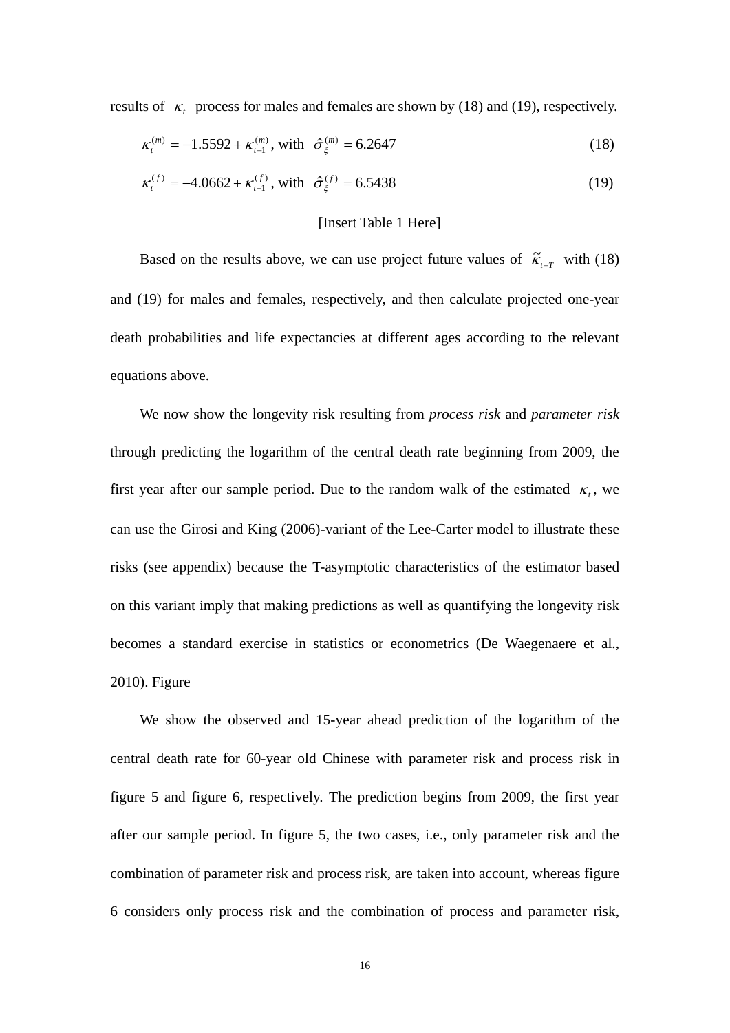results of $\kappa_t$ process for males and females are shown by (18) and (19), respectively.

$$\kappa_t^{(m)} = -1.5592 + \kappa_{t-1}^{(m)}\text{, with } \hat{\sigma}_{\xi}^{(m)} = 6.2647 \tag{18}$$

$$\kappa_t^{(f)} = -4.0662 + \kappa_{t-1}^{(f)}\text{, with } \hat{\sigma}_{\xi}^{(f)} = 6.5438 \tag{19}$$

[Insert Table 1 Here]

Based on the results above, we can use project future values of $\tilde{\kappa}_{t+T}$ with (18) and (19) for males and females, respectively, and then calculate projected one-year death probabilities and life expectancies at different ages according to the relevant equations above.

We now show the longevity risk resulting from *process risk* and *parameter risk* through predicting the logarithm of the central death rate beginning from 2009, the first year after our sample period. Due to the random walk of the estimated $\kappa_t$, we can use the Girosi and King (2006)-variant of the Lee-Carter model to illustrate these risks (see appendix) because the T-asymptotic characteristics of the estimator based on this variant imply that making predictions as well as quantifying the longevity risk becomes a standard exercise in statistics or econometrics (De Waegenaere et al., 2010). Figure

We show the observed and 15-year ahead prediction of the logarithm of the central death rate for 60-year old Chinese with parameter risk and process risk in figure 5 and figure 6, respectively. The prediction begins from 2009, the first year after our sample period. In figure 5, the two cases, i.e., only parameter risk and the combination of parameter risk and process risk, are taken into account, whereas figure 6 considers only process risk and the combination of process and parameter risk,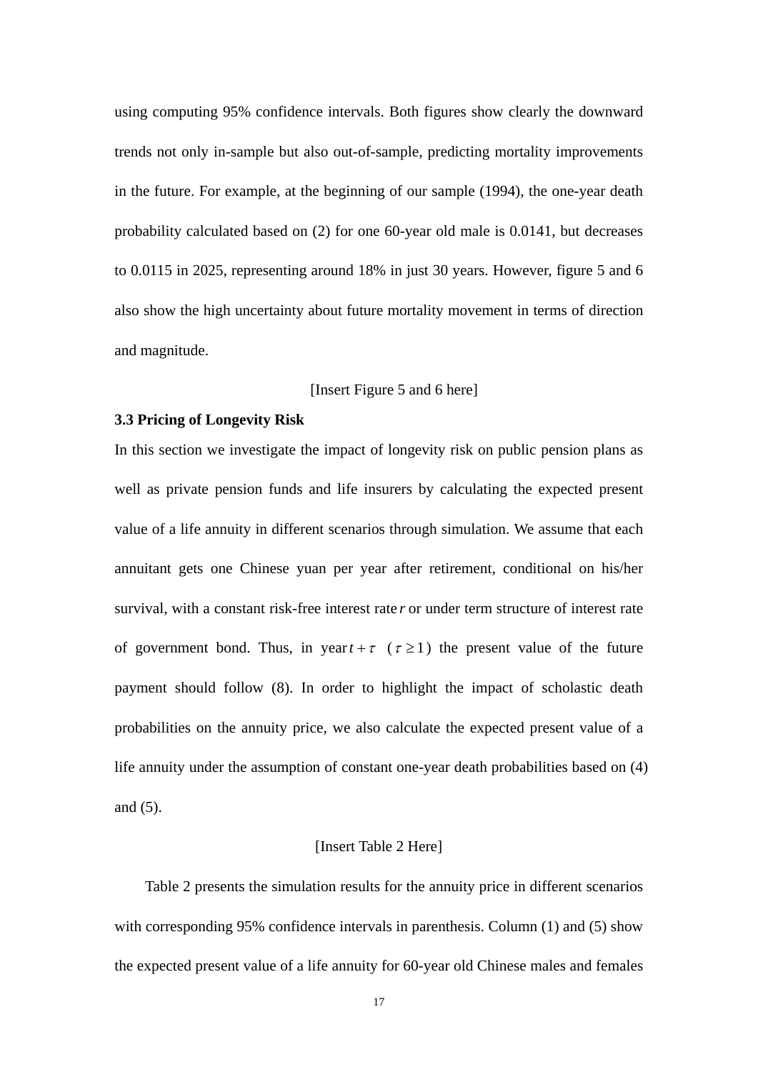using computing 95% confidence intervals. Both figures show clearly the downward trends not only in-sample but also out-of-sample, predicting mortality improvements in the future. For example, at the beginning of our sample (1994), the one-year death probability calculated based on (2) for one 60-year old male is 0.0141, but decreases to 0.0115 in 2025, representing around 18% in just 30 years. However, figure 5 and 6 also show the high uncertainty about future mortality movement in terms of direction and magnitude.

[Insert Figure 5 and 6 here]

### 3.3 Pricing of Longevity Risk

In this section we investigate the impact of longevity risk on public pension plans as well as private pension funds and life insurers by calculating the expected present value of a life annuity in different scenarios through simulation. We assume that each annuitant gets one Chinese yuan per year after retirement, conditional on his/her survival, with a constant risk-free interest rate $r$ or under term structure of interest rate of government bond. Thus, in year $t+\tau$ ($\tau \geq 1$) the present value of the future payment should follow (8). In order to highlight the impact of scholastic death probabilities on the annuity price, we also calculate the expected present value of a life annuity under the assumption of constant one-year death probabilities based on (4) and (5).

[Insert Table 2 Here]

Table 2 presents the simulation results for the annuity price in different scenarios with corresponding 95% confidence intervals in parenthesis. Column (1) and (5) show the expected present value of a life annuity for 60-year old Chinese males and females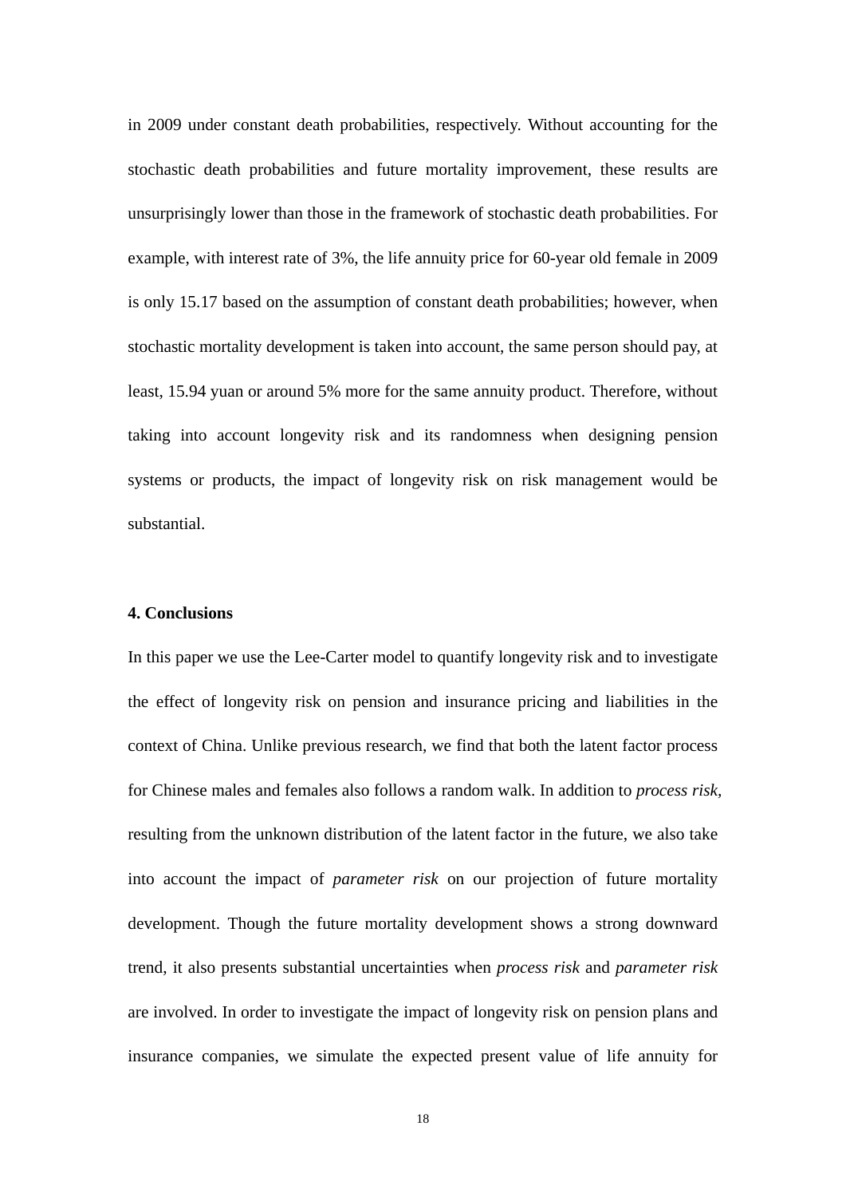in 2009 under constant death probabilities, respectively. Without accounting for the stochastic death probabilities and future mortality improvement, these results are unsurprisingly lower than those in the framework of stochastic death probabilities. For example, with interest rate of 3%, the life annuity price for 60-year old female in 2009 is only 15.17 based on the assumption of constant death probabilities; however, when stochastic mortality development is taken into account, the same person should pay, at least, 15.94 yuan or around 5% more for the same annuity product. Therefore, without taking into account longevity risk and its randomness when designing pension systems or products, the impact of longevity risk on risk management would be substantial.

## 4. Conclusions

In this paper we use the Lee-Carter model to quantify longevity risk and to investigate the effect of longevity risk on pension and insurance pricing and liabilities in the context of China. Unlike previous research, we find that both the latent factor process for Chinese males and females also follows a random walk. In addition to *process risk*, resulting from the unknown distribution of the latent factor in the future, we also take into account the impact of *parameter risk* on our projection of future mortality development. Though the future mortality development shows a strong downward trend, it also presents substantial uncertainties when *process risk* and *parameter risk* are involved. In order to investigate the impact of longevity risk on pension plans and insurance companies, we simulate the expected present value of life annuity for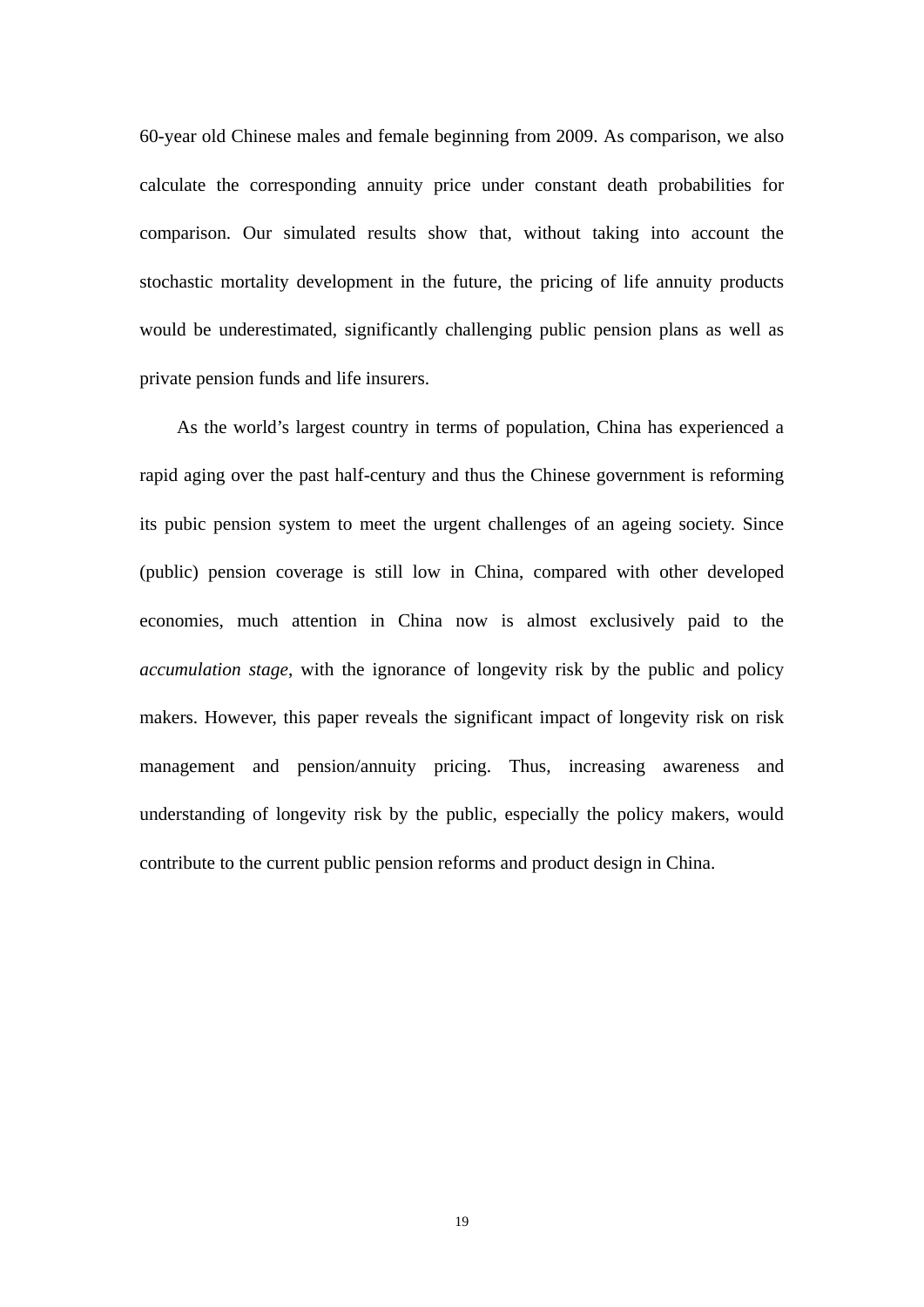60-year old Chinese males and female beginning from 2009. As comparison, we also calculate the corresponding annuity price under constant death probabilities for comparison. Our simulated results show that, without taking into account the stochastic mortality development in the future, the pricing of life annuity products would be underestimated, significantly challenging public pension plans as well as private pension funds and life insurers.

As the world's largest country in terms of population, China has experienced a rapid aging over the past half-century and thus the Chinese government is reforming its pubic pension system to meet the urgent challenges of an ageing society. Since (public) pension coverage is still low in China, compared with other developed economies, much attention in China now is almost exclusively paid to the *accumulation stage*, with the ignorance of longevity risk by the public and policy makers. However, this paper reveals the significant impact of longevity risk on risk management and pension/annuity pricing. Thus, increasing awareness and understanding of longevity risk by the public, especially the policy makers, would contribute to the current public pension reforms and product design in China.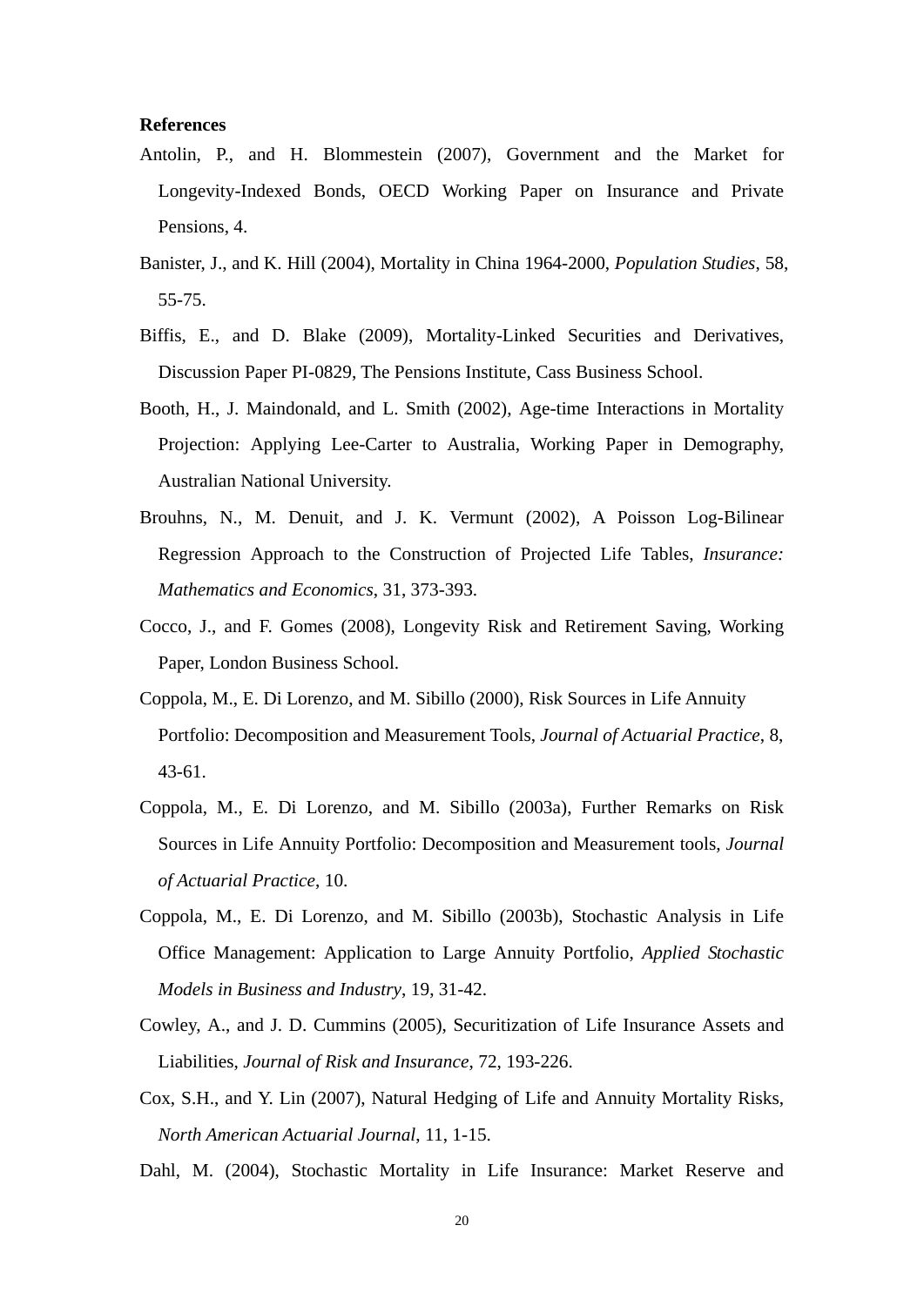**References**

Antolin, P., and H. Blommestein (2007), Government and the Market for Longevity-Indexed Bonds, OECD Working Paper on Insurance and Private Pensions, 4.

Banister, J., and K. Hill (2004), Mortality in China 1964-2000, *Population Studies*, 58, 55-75.

Biffis, E., and D. Blake (2009), Mortality-Linked Securities and Derivatives, Discussion Paper PI-0829, The Pensions Institute, Cass Business School.

Booth, H., J. Maindonald, and L. Smith (2002), Age-time Interactions in Mortality Projection: Applying Lee-Carter to Australia, Working Paper in Demography, Australian National University.

Brouhns, N., M. Denuit, and J. K. Vermunt (2002), A Poisson Log-Bilinear Regression Approach to the Construction of Projected Life Tables, *Insurance: Mathematics and Economics*, 31, 373-393.

Cocco, J., and F. Gomes (2008), Longevity Risk and Retirement Saving, Working Paper, London Business School.

Coppola, M., E. Di Lorenzo, and M. Sibillo (2000), Risk Sources in Life Annuity Portfolio: Decomposition and Measurement Tools, *Journal of Actuarial Practice*, 8, 43-61.

Coppola, M., E. Di Lorenzo, and M. Sibillo (2003a), Further Remarks on Risk Sources in Life Annuity Portfolio: Decomposition and Measurement tools, *Journal of Actuarial Practice*, 10.

Coppola, M., E. Di Lorenzo, and M. Sibillo (2003b), Stochastic Analysis in Life Office Management: Application to Large Annuity Portfolio, *Applied Stochastic Models in Business and Industry*, 19, 31-42.

Cowley, A., and J. D. Cummins (2005), Securitization of Life Insurance Assets and Liabilities, *Journal of Risk and Insurance*, 72, 193-226.

Cox, S.H., and Y. Lin (2007), Natural Hedging of Life and Annuity Mortality Risks, *North American Actuarial Journal*, 11, 1-15.

Dahl, M. (2004), Stochastic Mortality in Life Insurance: Market Reserve and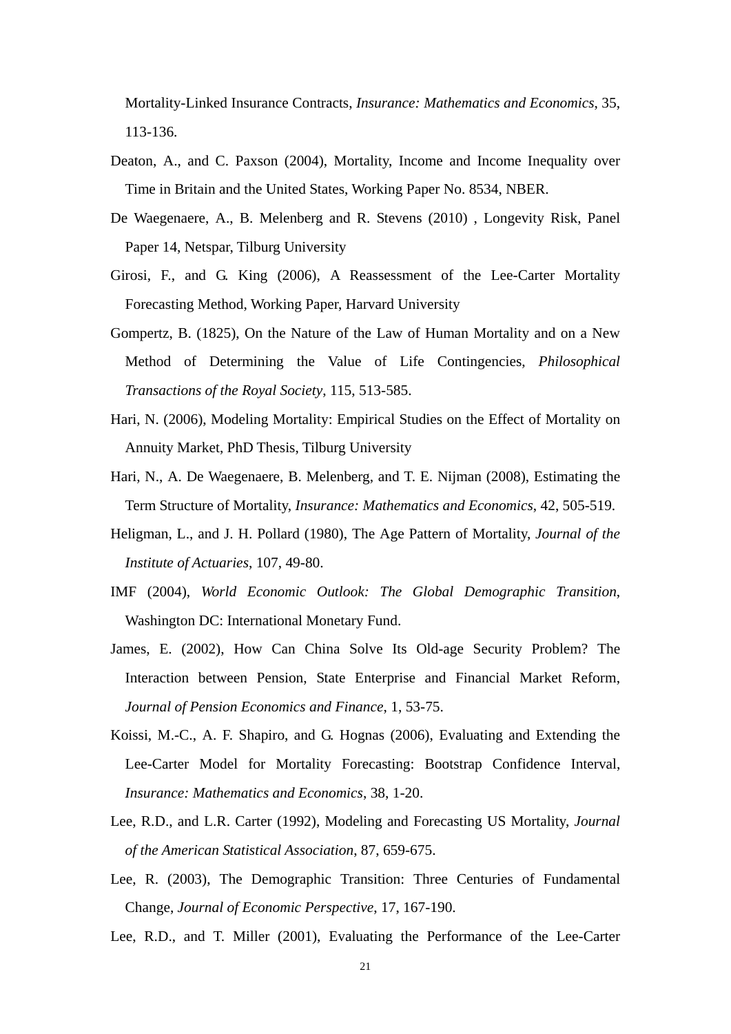Mortality-Linked Insurance Contracts, *Insurance: Mathematics and Economics*, 35, 113-136.

Deaton, A., and C. Paxson (2004), Mortality, Income and Income Inequality over Time in Britain and the United States, Working Paper No. 8534, NBER.

De Waegenaere, A., B. Melenberg and R. Stevens (2010) , Longevity Risk, Panel Paper 14, Netspar, Tilburg University

Girosi, F., and G. King (2006), A Reassessment of the Lee-Carter Mortality Forecasting Method, Working Paper, Harvard University

Gompertz, B. (1825), On the Nature of the Law of Human Mortality and on a New Method of Determining the Value of Life Contingencies, *Philosophical Transactions of the Royal Society*, 115, 513-585.

Hari, N. (2006), Modeling Mortality: Empirical Studies on the Effect of Mortality on Annuity Market, PhD Thesis, Tilburg University

Hari, N., A. De Waegenaere, B. Melenberg, and T. E. Nijman (2008), Estimating the Term Structure of Mortality, *Insurance: Mathematics and Economics*, 42, 505-519.

Heligman, L., and J. H. Pollard (1980), The Age Pattern of Mortality, *Journal of the Institute of Actuaries*, 107, 49-80.

IMF (2004), *World Economic Outlook: The Global Demographic Transition*, Washington DC: International Monetary Fund.

James, E. (2002), How Can China Solve Its Old-age Security Problem? The Interaction between Pension, State Enterprise and Financial Market Reform, *Journal of Pension Economics and Finance*, 1, 53-75.

Koissi, M.-C., A. F. Shapiro, and G. Hognas (2006), Evaluating and Extending the Lee-Carter Model for Mortality Forecasting: Bootstrap Confidence Interval, *Insurance: Mathematics and Economics*, 38, 1-20.

Lee, R.D., and L.R. Carter (1992), Modeling and Forecasting US Mortality, *Journal of the American Statistical Association*, 87, 659-675.

Lee, R. (2003), The Demographic Transition: Three Centuries of Fundamental Change, *Journal of Economic Perspective*, 17, 167-190.

Lee, R.D., and T. Miller (2001), Evaluating the Performance of the Lee-Carter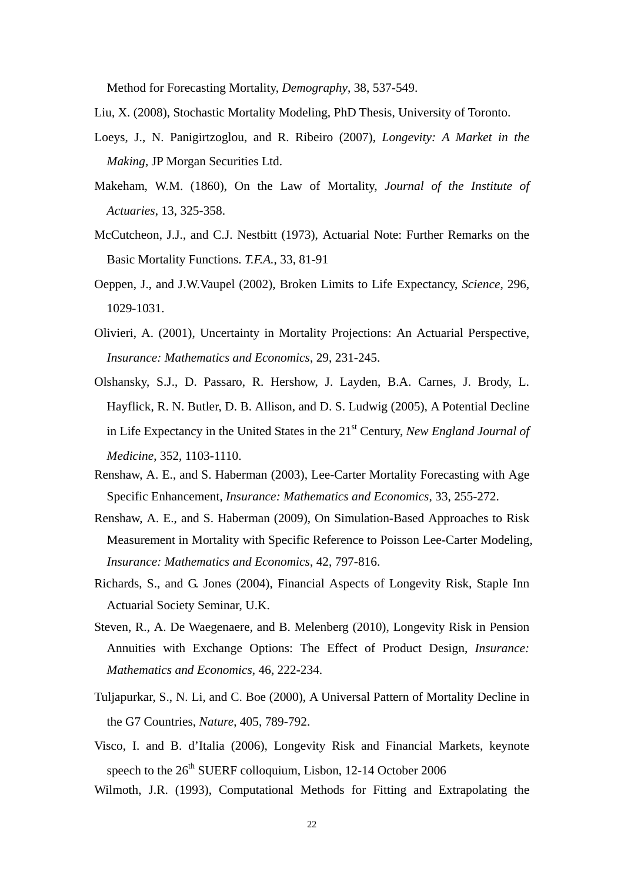Method for Forecasting Mortality, *Demography*, 38, 537-549.

Liu, X. (2008), Stochastic Mortality Modeling, PhD Thesis, University of Toronto.

Loeys, J., N. Panigirtzoglou, and R. Ribeiro (2007), *Longevity: A Market in the Making*, JP Morgan Securities Ltd.

Makeham, W.M. (1860), On the Law of Mortality, *Journal of the Institute of Actuaries*, 13, 325-358.

McCutcheon, J.J., and C.J. Nestbitt (1973), Actuarial Note: Further Remarks on the Basic Mortality Functions. *T.F.A.*, 33, 81-91

Oeppen, J., and J.W.Vaupel (2002), Broken Limits to Life Expectancy, *Science*, 296, 1029-1031.

Olivieri, A. (2001), Uncertainty in Mortality Projections: An Actuarial Perspective, *Insurance: Mathematics and Economics*, 29, 231-245.

Olshansky, S.J., D. Passaro, R. Hershow, J. Layden, B.A. Carnes, J. Brody, L. Hayflick, R. N. Butler, D. B. Allison, and D. S. Ludwig (2005), A Potential Decline in Life Expectancy in the United States in the 21st Century, *New England Journal of Medicine*, 352, 1103-1110.

Renshaw, A. E., and S. Haberman (2003), Lee-Carter Mortality Forecasting with Age Specific Enhancement, *Insurance: Mathematics and Economics*, 33, 255-272.

Renshaw, A. E., and S. Haberman (2009), On Simulation-Based Approaches to Risk Measurement in Mortality with Specific Reference to Poisson Lee-Carter Modeling, *Insurance: Mathematics and Economics*, 42, 797-816.

Richards, S., and G. Jones (2004), Financial Aspects of Longevity Risk, Staple Inn Actuarial Society Seminar, U.K.

Steven, R., A. De Waegenaere, and B. Melenberg (2010), Longevity Risk in Pension Annuities with Exchange Options: The Effect of Product Design, *Insurance: Mathematics and Economics*, 46, 222-234.

Tuljapurkar, S., N. Li, and C. Boe (2000), A Universal Pattern of Mortality Decline in the G7 Countries, *Nature*, 405, 789-792.

Visco, I. and B. d'Italia (2006), Longevity Risk and Financial Markets, keynote speech to the 26th SUERF colloquium, Lisbon, 12-14 October 2006

Wilmoth, J.R. (1993), Computational Methods for Fitting and Extrapolating the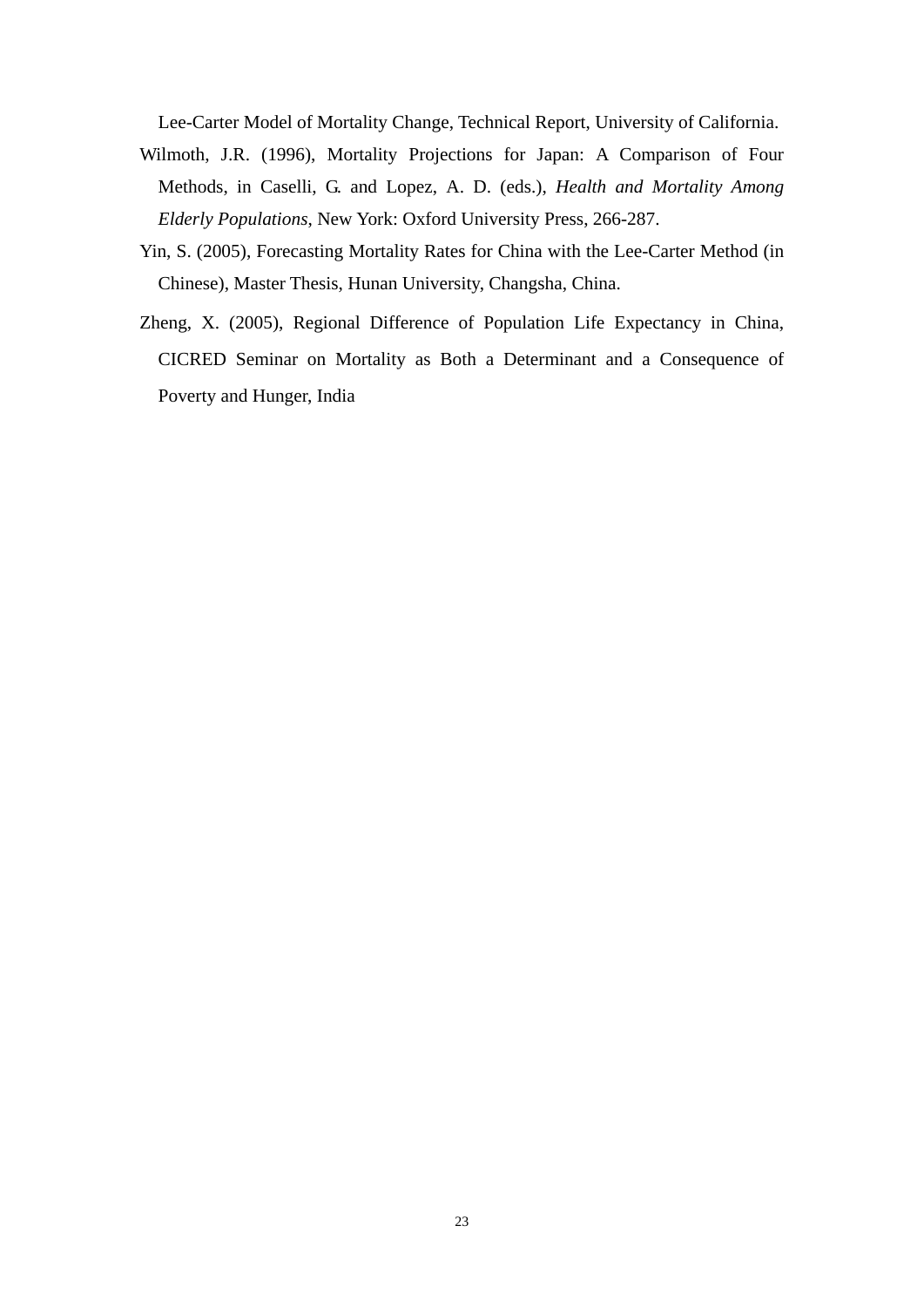Lee-Carter Model of Mortality Change, Technical Report, University of California.

Wilmoth, J.R. (1996), Mortality Projections for Japan: A Comparison of Four Methods, in Caselli, G. and Lopez, A. D. (eds.), *Health and Mortality Among Elderly Populations*, New York: Oxford University Press, 266-287.

Yin, S. (2005), Forecasting Mortality Rates for China with the Lee-Carter Method (in Chinese), Master Thesis, Hunan University, Changsha, China.

Zheng, X. (2005), Regional Difference of Population Life Expectancy in China, CICRED Seminar on Mortality as Both a Determinant and a Consequence of Poverty and Hunger, India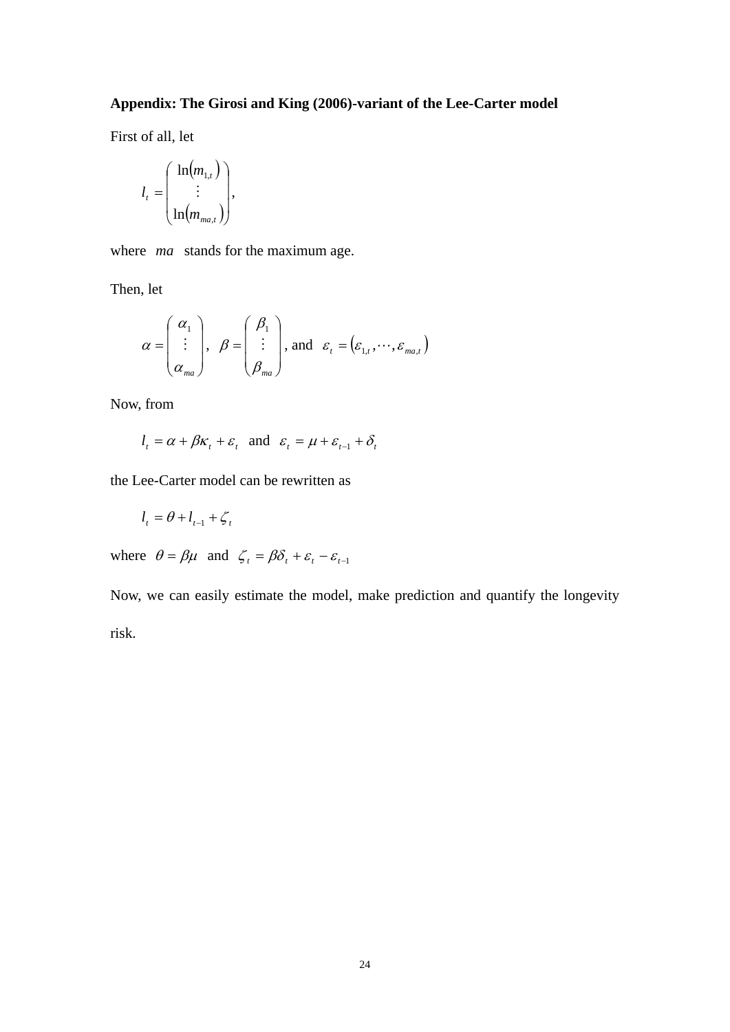**Appendix: The Girosi and King (2006)-variant of the Lee-Carter model**

First of all, let

$$l_t = \begin{pmatrix} \ln(m_{1,t}) \\ \vdots \\ \ln(m_{ma,t}) \end{pmatrix},$$

where $ma$ stands for the maximum age.

Then, let

$$\alpha = \begin{pmatrix} \alpha_1 \\ \vdots \\ \alpha_{ma} \end{pmatrix}, \quad \beta = \begin{pmatrix} \beta_1 \\ \vdots \\ \beta_{ma} \end{pmatrix}, \text{ and } \varepsilon_t = (\varepsilon_{1,t}, \cdots, \varepsilon_{ma,t})$$

Now, from

$$l_t = \alpha + \beta\kappa_t + \varepsilon_t \quad \text{and} \quad \varepsilon_t = \mu + \varepsilon_{t-1} + \delta_t$$

the Lee-Carter model can be rewritten as

$$l_t = \theta + l_{t-1} + \zeta_t$$

where $\theta = \beta\mu$ and $\zeta_t = \beta\delta_t + \varepsilon_t - \varepsilon_{t-1}$

Now, we can easily estimate the model, make prediction and quantify the longevity risk.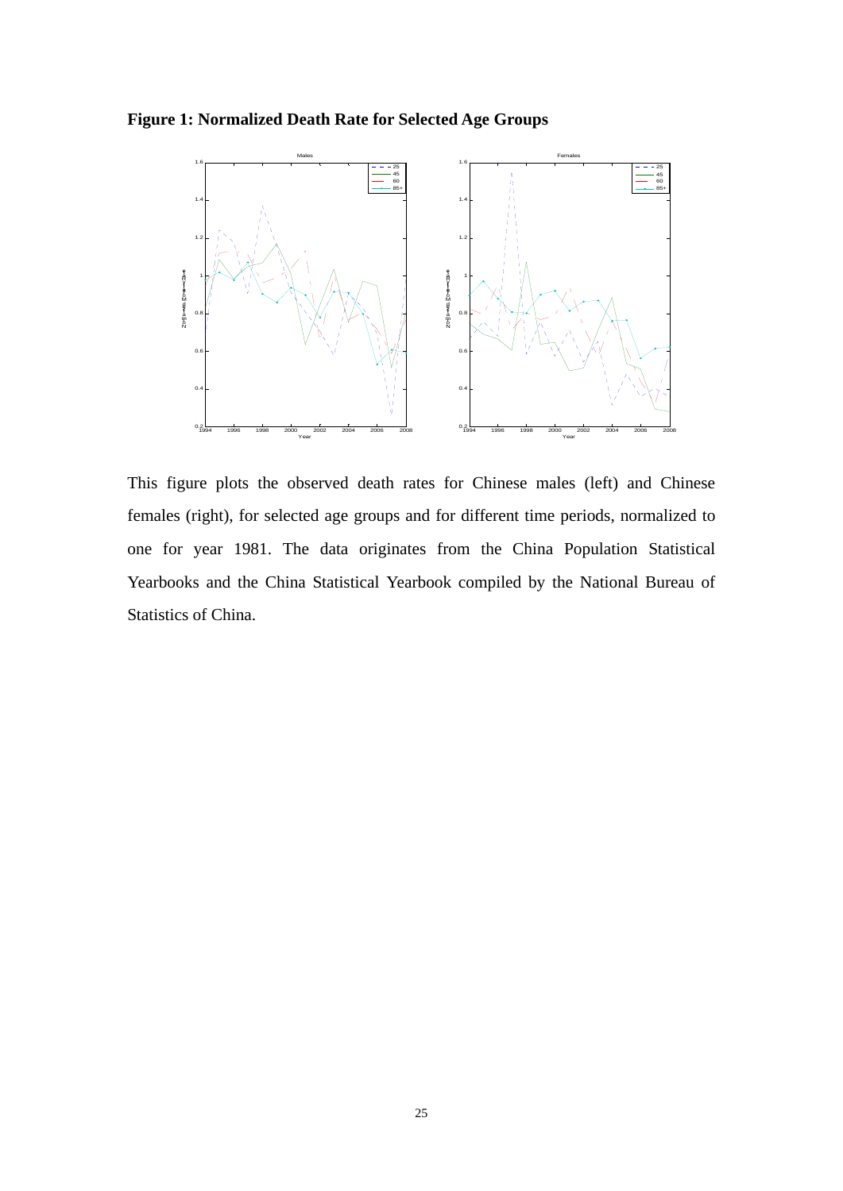**Figure 1: Normalized Death Rate for Selected Age Groups**

This figure plots the observed death rates for Chinese males (left) and Chinese females (right), for selected age groups and for different time periods, normalized to one for year 1981. The data originates from the China Population Statistical Yearbooks and the China Statistical Yearbook compiled by the National Bureau of Statistics of China.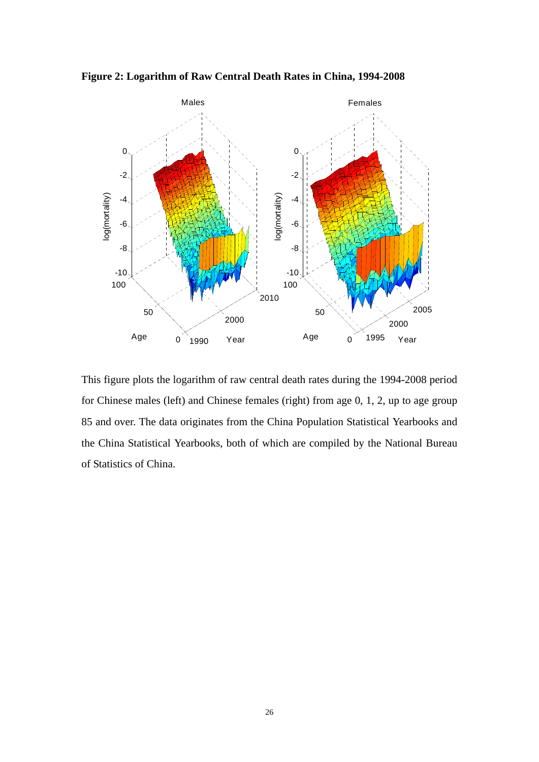**Figure 2: Logarithm of Raw Central Death Rates in China, 1994-2008**

This figure plots the logarithm of raw central death rates during the 1994-2008 period for Chinese males (left) and Chinese females (right) from age 0, 1, 2, up to age group 85 and over. The data originates from the China Population Statistical Yearbooks and the China Statistical Yearbooks, both of which are compiled by the National Bureau of Statistics of China.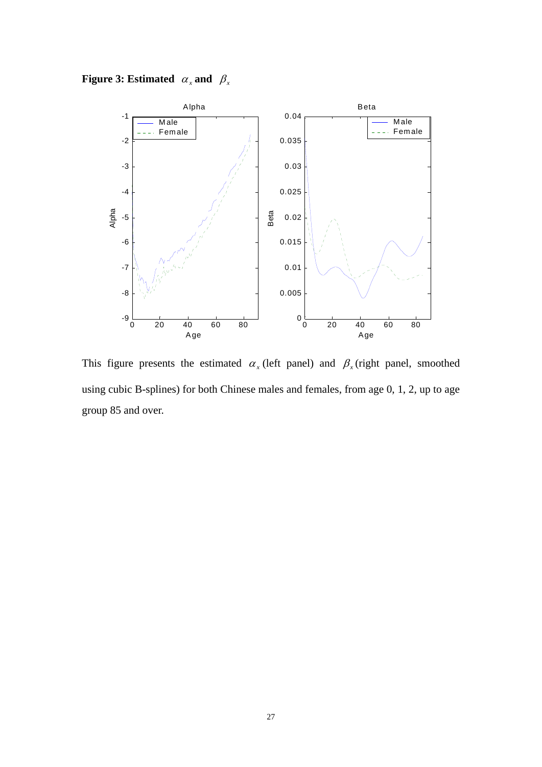**Figure 3: Estimated $\alpha_x$ and $\beta_x$**

This figure presents the estimated $\alpha_x$ (left panel) and $\beta_x$ (right panel, smoothed using cubic B-splines) for both Chinese males and females, from age 0, 1, 2, up to age group 85 and over.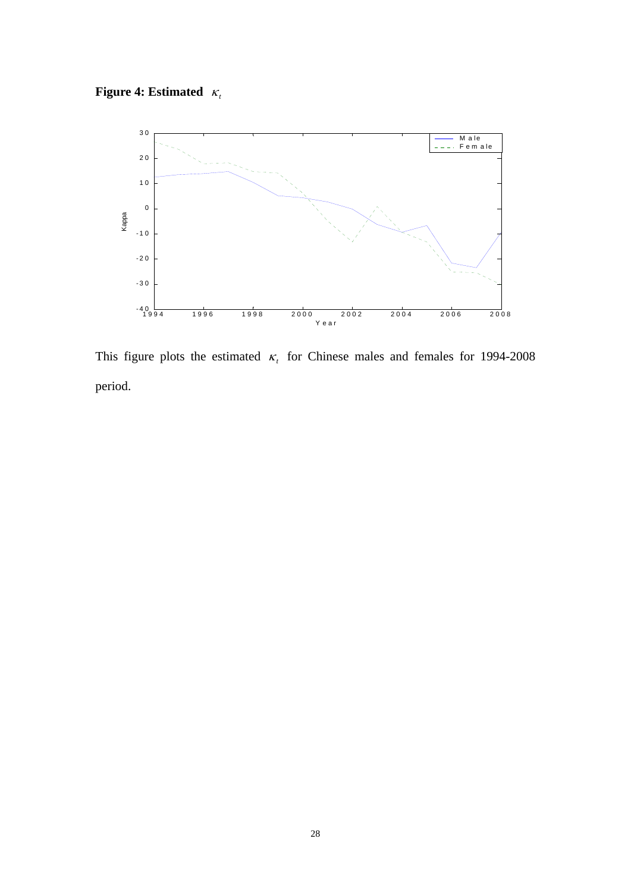**Figure 4: Estimated $\kappa_t$**

This figure plots the estimated $\kappa_t$ for Chinese males and females for 1994-2008 period.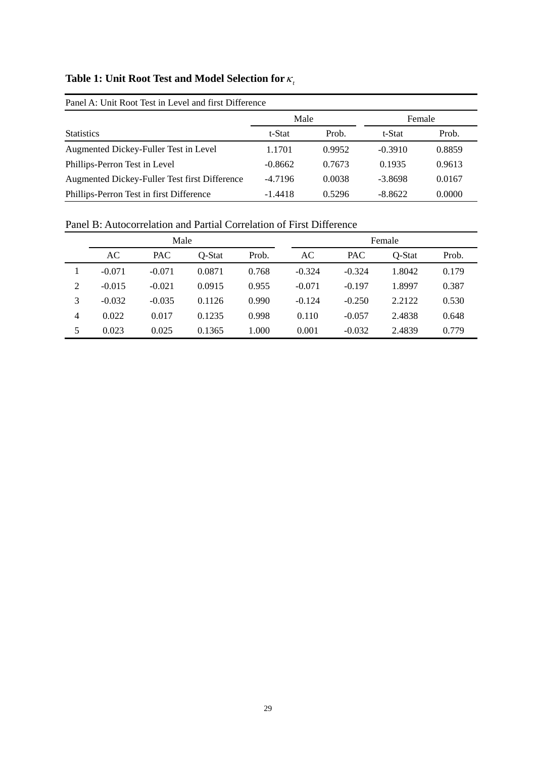**Table 1: Unit Root Test and Model Selection for $\kappa_t$**

Panel A: Unit Root Test in Level and first Difference

| | Male | | Female | |
|---|---|---|---|---|
| Statistics | t-Stat | Prob. | t-Stat | Prob. |
| Augmented Dickey-Fuller Test in Level | 1.1701 | 0.9952 | -0.3910 | 0.8859 |
| Phillips-Perron Test in Level | -0.8662 | 0.7673 | 0.1935 | 0.9613 |
| Augmented Dickey-Fuller Test first Difference | -4.7196 | 0.0038 | -3.8698 | 0.0167 |
| Phillips-Perron Test in first Difference | -1.4418 | 0.5296 | -8.8622 | 0.0000 |

Panel B: Autocorrelation and Partial Correlation of First Difference

| | Male | | | | Female | | | |
|---|---|---|---|---|---|---|---|---|
| | AC | PAC | Q-Stat | Prob. | AC | PAC | Q-Stat | Prob. |
| 1 | -0.071 | -0.071 | 0.0871 | 0.768 | -0.324 | -0.324 | 1.8042 | 0.179 |
| 2 | -0.015 | -0.021 | 0.0915 | 0.955 | -0.071 | -0.197 | 1.8997 | 0.387 |
| 3 | -0.032 | -0.035 | 0.1126 | 0.990 | -0.124 | -0.250 | 2.2122 | 0.530 |
| 4 | 0.022 | 0.017 | 0.1235 | 0.998 | 0.110 | -0.057 | 2.4838 | 0.648 |
| 5 | 0.023 | 0.025 | 0.1365 | 1.000 | 0.001 | -0.032 | 2.4839 | 0.779 |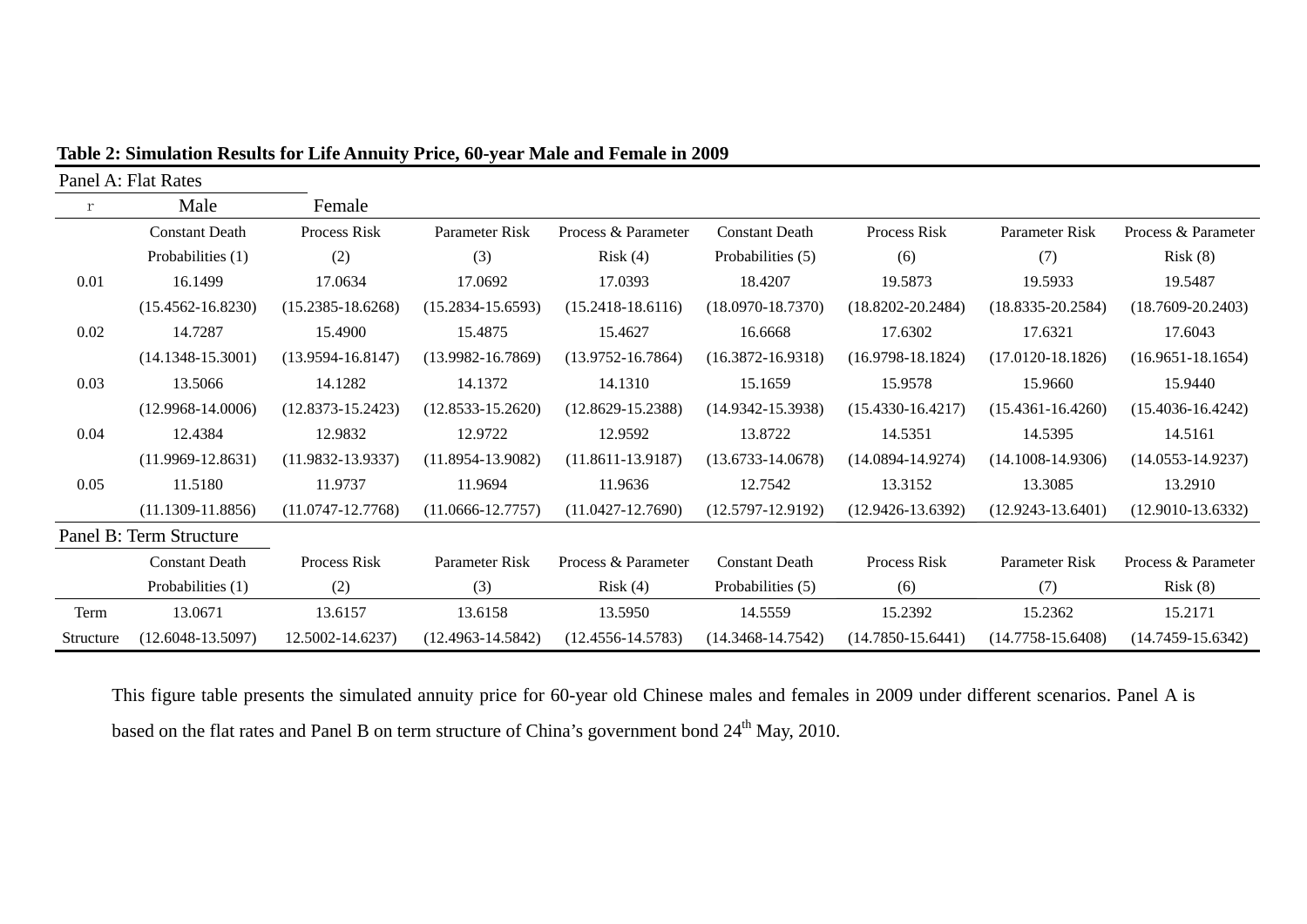**Table 2: Simulation Results for Life Annuity Price, 60-year Male and Female in 2009**

| Panel A: Flat Rates | | | | | | | | |
|---|---|---|---|---|---|---|---|---|
| r | Male | Female | | | | | | |
| | Constant Death Probabilities (1) | Process Risk (2) | Parameter Risk (3) | Process & Parameter Risk (4) | Constant Death Probabilities (5) | Process Risk (6) | Parameter Risk (7) | Process & Parameter Risk (8) |
| 0.01 | 16.1499 | 17.0634 | 17.0692 | 17.0393 | 18.4207 | 19.5873 | 19.5933 | 19.5487 |
| | (15.4562-16.8230) | (15.2385-18.6268) | (15.2834-15.6593) | (15.2418-18.6116) | (18.0970-18.7370) | (18.8202-20.2484) | (18.8335-20.2584) | (18.7609-20.2403) |
| 0.02 | 14.7287 | 15.4900 | 15.4875 | 15.4627 | 16.6668 | 17.6302 | 17.6321 | 17.6043 |
| | (14.1348-15.3001) | (13.9594-16.8147) | (13.9982-16.7869) | (13.9752-16.7864) | (16.3872-16.9318) | (16.9798-18.1824) | (17.0120-18.1826) | (16.9651-18.1654) |
| 0.03 | 13.5066 | 14.1282 | 14.1372 | 14.1310 | 15.1659 | 15.9578 | 15.9660 | 15.9440 |
| | (12.9968-14.0006) | (12.8373-15.2423) | (12.8533-15.2620) | (12.8629-15.2388) | (14.9342-15.3938) | (15.4330-16.4217) | (15.4361-16.4260) | (15.4036-16.4242) |
| 0.04 | 12.4384 | 12.9832 | 12.9722 | 12.9592 | 13.8722 | 14.5351 | 14.5395 | 14.5161 |
| | (11.9969-12.8631) | (11.9832-13.9337) | (11.8954-13.9082) | (11.8611-13.9187) | (13.6733-14.0678) | (14.0894-14.9274) | (14.1008-14.9306) | (14.0553-14.9237) |
| 0.05 | 11.5180 | 11.9737 | 11.9694 | 11.9636 | 12.7542 | 13.3152 | 13.3085 | 13.2910 |
| | (11.1309-11.8856) | (11.0747-12.7768) | (11.0666-12.7757) | (11.0427-12.7690) | (12.5797-12.9192) | (12.9426-13.6392) | (12.9243-13.6401) | (12.9010-13.6332) |
| **Panel B: Term Structure** | | | | | | | | |
| | Constant Death Probabilities (1) | Process Risk (2) | Parameter Risk (3) | Process & Parameter Risk (4) | Constant Death Probabilities (5) | Process Risk (6) | Parameter Risk (7) | Process & Parameter Risk (8) |
| Term Structure | 13.0671 | 13.6157 | 13.6158 | 13.5950 | 14.5559 | 15.2392 | 15.2362 | 15.2171 |
| | (12.6048-13.5097) | 12.5002-14.6237) | (12.4963-14.5842) | (12.4556-14.5783) | (14.3468-14.7542) | (14.7850-15.6441) | (14.7758-15.6408) | (14.7459-15.6342) |

This figure table presents the simulated annuity price for 60-year old Chinese males and females in 2009 under different scenarios. Panel A is based on the flat rates and Panel B on term structure of China's government bond 24th May, 2010.